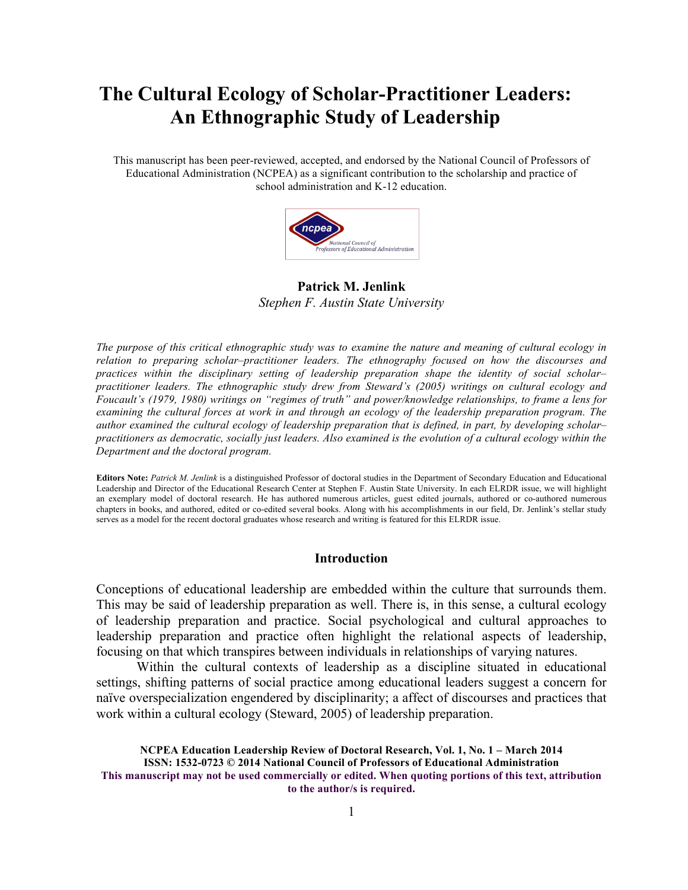# The Cultural Ecology of Scholar-Practitioner Leaders: An Ethnographic Study of Leadership

This manuscript has been peer-reviewed, accepted, and endorsed by the National Council of Professors of Educational Administration (NCPEA) as a significant contribution to the scholarship and practice of school administration and K-12 education.

**Patrick M. Jenlink**
*Stephen F. Austin State University*

*The purpose of this critical ethnographic study was to examine the nature and meaning of cultural ecology in relation to preparing scholar–practitioner leaders. The ethnography focused on how the discourses and practices within the disciplinary setting of leadership preparation shape the identity of social scholar–practitioner leaders. The ethnographic study drew from Steward's (2005) writings on cultural ecology and Foucault's (1979, 1980) writings on "regimes of truth" and power/knowledge relationships, to frame a lens for examining the cultural forces at work in and through an ecology of the leadership preparation program. The author examined the cultural ecology of leadership preparation that is defined, in part, by developing scholar–practitioners as democratic, socially just leaders. Also examined is the evolution of a cultural ecology within the Department and the doctoral program.*

**Editors Note:** *Patrick M. Jenlink* is a distinguished Professor of doctoral studies in the Department of Secondary Education and Educational Leadership and Director of the Educational Research Center at Stephen F. Austin State University. In each ELRDR issue, we will highlight an exemplary model of doctoral research. He has authored numerous articles, guest edited journals, authored or co-authored numerous chapters in books, and authored, edited or co-edited several books. Along with his accomplishments in our field, Dr. Jenlink's stellar study serves as a model for the recent doctoral graduates whose research and writing is featured for this ELRDR issue.

## Introduction

Conceptions of educational leadership are embedded within the culture that surrounds them. This may be said of leadership preparation as well. There is, in this sense, a cultural ecology of leadership preparation and practice. Social psychological and cultural approaches to leadership preparation and practice often highlight the relational aspects of leadership, focusing on that which transpires between individuals in relationships of varying natures.

Within the cultural contexts of leadership as a discipline situated in educational settings, shifting patterns of social practice among educational leaders suggest a concern for naïve overspecialization engendered by disciplinarity; a affect of discourses and practices that work within a cultural ecology (Steward, 2005) of leadership preparation.

**NCPEA Education Leadership Review of Doctoral Research, Vol. 1, No. 1 – March 2014**
**ISSN: 1532-0723 © 2014 National Council of Professors of Educational Administration**
**This manuscript may not be used commercially or edited. When quoting portions of this text, attribution to the author/s is required.**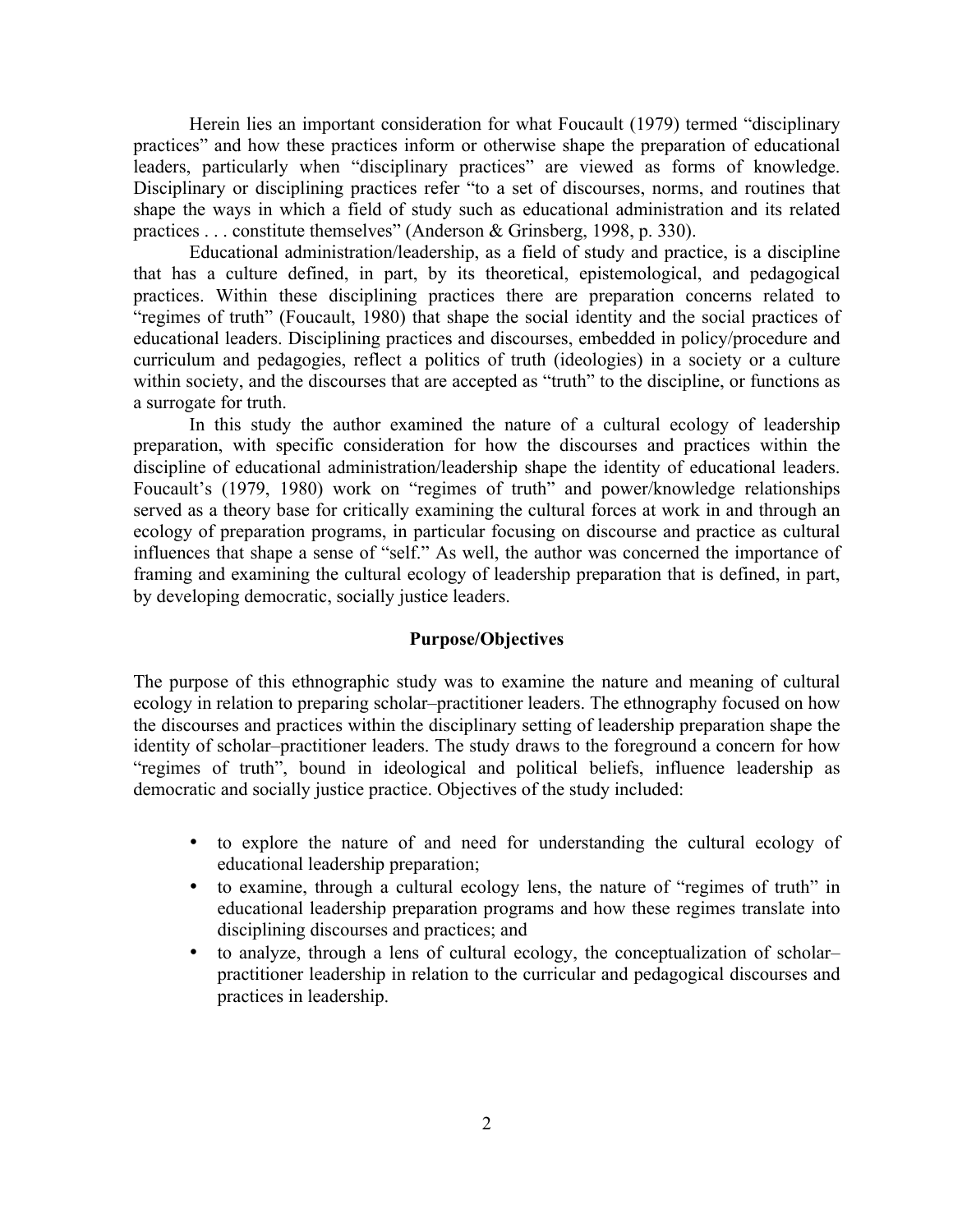Herein lies an important consideration for what Foucault (1979) termed "disciplinary practices" and how these practices inform or otherwise shape the preparation of educational leaders, particularly when "disciplinary practices" are viewed as forms of knowledge. Disciplinary or disciplining practices refer "to a set of discourses, norms, and routines that shape the ways in which a field of study such as educational administration and its related practices . . . constitute themselves" (Anderson & Grinsberg, 1998, p. 330).

Educational administration/leadership, as a field of study and practice, is a discipline that has a culture defined, in part, by its theoretical, epistemological, and pedagogical practices. Within these disciplining practices there are preparation concerns related to "regimes of truth" (Foucault, 1980) that shape the social identity and the social practices of educational leaders. Disciplining practices and discourses, embedded in policy/procedure and curriculum and pedagogies, reflect a politics of truth (ideologies) in a society or a culture within society, and the discourses that are accepted as "truth" to the discipline, or functions as a surrogate for truth.

In this study the author examined the nature of a cultural ecology of leadership preparation, with specific consideration for how the discourses and practices within the discipline of educational administration/leadership shape the identity of educational leaders. Foucault's (1979, 1980) work on "regimes of truth" and power/knowledge relationships served as a theory base for critically examining the cultural forces at work in and through an ecology of preparation programs, in particular focusing on discourse and practice as cultural influences that shape a sense of "self." As well, the author was concerned the importance of framing and examining the cultural ecology of leadership preparation that is defined, in part, by developing democratic, socially justice leaders.

## Purpose/Objectives

The purpose of this ethnographic study was to examine the nature and meaning of cultural ecology in relation to preparing scholar–practitioner leaders. The ethnography focused on how the discourses and practices within the disciplinary setting of leadership preparation shape the identity of scholar–practitioner leaders. The study draws to the foreground a concern for how "regimes of truth", bound in ideological and political beliefs, influence leadership as democratic and socially justice practice. Objectives of the study included:

- to explore the nature of and need for understanding the cultural ecology of educational leadership preparation;
- to examine, through a cultural ecology lens, the nature of "regimes of truth" in educational leadership preparation programs and how these regimes translate into disciplining discourses and practices; and
- to analyze, through a lens of cultural ecology, the conceptualization of scholar–practitioner leadership in relation to the curricular and pedagogical discourses and practices in leadership.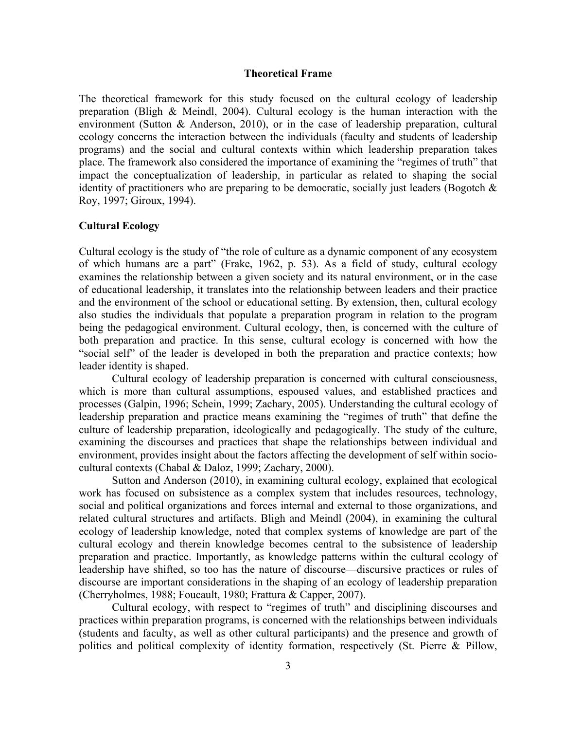## Theoretical Frame

The theoretical framework for this study focused on the cultural ecology of leadership preparation (Bligh & Meindl, 2004). Cultural ecology is the human interaction with the environment (Sutton & Anderson, 2010), or in the case of leadership preparation, cultural ecology concerns the interaction between the individuals (faculty and students of leadership programs) and the social and cultural contexts within which leadership preparation takes place. The framework also considered the importance of examining the "regimes of truth" that impact the conceptualization of leadership, in particular as related to shaping the social identity of practitioners who are preparing to be democratic, socially just leaders (Bogotch & Roy, 1997; Giroux, 1994).

### Cultural Ecology

Cultural ecology is the study of "the role of culture as a dynamic component of any ecosystem of which humans are a part" (Frake, 1962, p. 53). As a field of study, cultural ecology examines the relationship between a given society and its natural environment, or in the case of educational leadership, it translates into the relationship between leaders and their practice and the environment of the school or educational setting. By extension, then, cultural ecology also studies the individuals that populate a preparation program in relation to the program being the pedagogical environment. Cultural ecology, then, is concerned with the culture of both preparation and practice. In this sense, cultural ecology is concerned with how the "social self" of the leader is developed in both the preparation and practice contexts; how leader identity is shaped.

Cultural ecology of leadership preparation is concerned with cultural consciousness, which is more than cultural assumptions, espoused values, and established practices and processes (Galpin, 1996; Schein, 1999; Zachary, 2005). Understanding the cultural ecology of leadership preparation and practice means examining the "regimes of truth" that define the culture of leadership preparation, ideologically and pedagogically. The study of the culture, examining the discourses and practices that shape the relationships between individual and environment, provides insight about the factors affecting the development of self within socio-cultural contexts (Chabal & Daloz, 1999; Zachary, 2000).

Sutton and Anderson (2010), in examining cultural ecology, explained that ecological work has focused on subsistence as a complex system that includes resources, technology, social and political organizations and forces internal and external to those organizations, and related cultural structures and artifacts. Bligh and Meindl (2004), in examining the cultural ecology of leadership knowledge, noted that complex systems of knowledge are part of the cultural ecology and therein knowledge becomes central to the subsistence of leadership preparation and practice. Importantly, as knowledge patterns within the cultural ecology of leadership have shifted, so too has the nature of discourse—discursive practices or rules of discourse are important considerations in the shaping of an ecology of leadership preparation (Cherryholmes, 1988; Foucault, 1980; Frattura & Capper, 2007).

Cultural ecology, with respect to "regimes of truth" and disciplining discourses and practices within preparation programs, is concerned with the relationships between individuals (students and faculty, as well as other cultural participants) and the presence and growth of politics and political complexity of identity formation, respectively (St. Pierre & Pillow,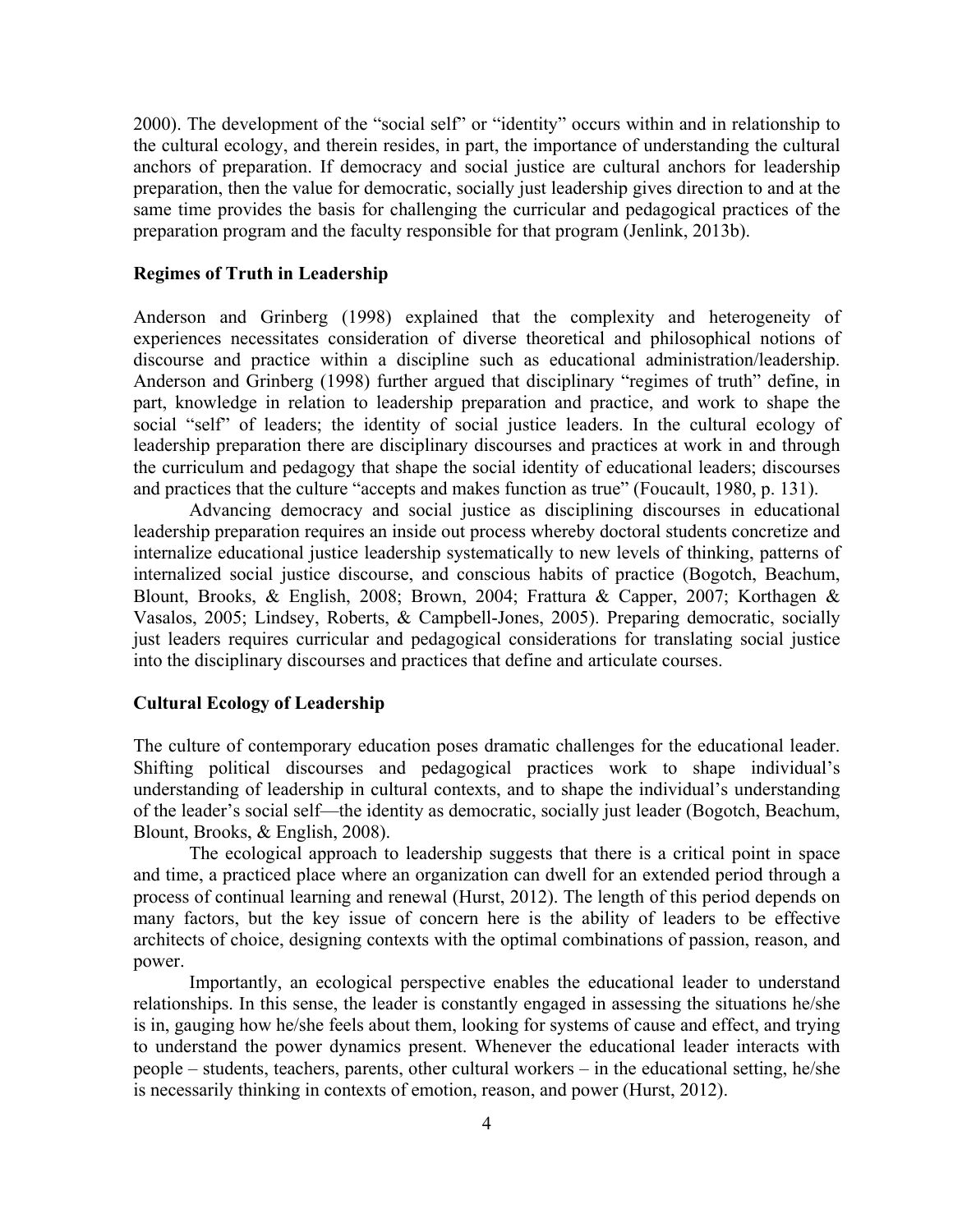2000). The development of the "social self" or "identity" occurs within and in relationship to the cultural ecology, and therein resides, in part, the importance of understanding the cultural anchors of preparation. If democracy and social justice are cultural anchors for leadership preparation, then the value for democratic, socially just leadership gives direction to and at the same time provides the basis for challenging the curricular and pedagogical practices of the preparation program and the faculty responsible for that program (Jenlink, 2013b).

**Regimes of Truth in Leadership**

Anderson and Grinberg (1998) explained that the complexity and heterogeneity of experiences necessitates consideration of diverse theoretical and philosophical notions of discourse and practice within a discipline such as educational administration/leadership. Anderson and Grinberg (1998) further argued that disciplinary "regimes of truth" define, in part, knowledge in relation to leadership preparation and practice, and work to shape the social "self" of leaders; the identity of social justice leaders. In the cultural ecology of leadership preparation there are disciplinary discourses and practices at work in and through the curriculum and pedagogy that shape the social identity of educational leaders; discourses and practices that the culture "accepts and makes function as true" (Foucault, 1980, p. 131).

Advancing democracy and social justice as disciplining discourses in educational leadership preparation requires an inside out process whereby doctoral students concretize and internalize educational justice leadership systematically to new levels of thinking, patterns of internalized social justice discourse, and conscious habits of practice (Bogotch, Beachum, Blount, Brooks, & English, 2008; Brown, 2004; Frattura & Capper, 2007; Korthagen & Vasalos, 2005; Lindsey, Roberts, & Campbell-Jones, 2005). Preparing democratic, socially just leaders requires curricular and pedagogical considerations for translating social justice into the disciplinary discourses and practices that define and articulate courses.

**Cultural Ecology of Leadership**

The culture of contemporary education poses dramatic challenges for the educational leader. Shifting political discourses and pedagogical practices work to shape individual's understanding of leadership in cultural contexts, and to shape the individual's understanding of the leader's social self—the identity as democratic, socially just leader (Bogotch, Beachum, Blount, Brooks, & English, 2008).

The ecological approach to leadership suggests that there is a critical point in space and time, a practiced place where an organization can dwell for an extended period through a process of continual learning and renewal (Hurst, 2012). The length of this period depends on many factors, but the key issue of concern here is the ability of leaders to be effective architects of choice, designing contexts with the optimal combinations of passion, reason, and power.

Importantly, an ecological perspective enables the educational leader to understand relationships. In this sense, the leader is constantly engaged in assessing the situations he/she is in, gauging how he/she feels about them, looking for systems of cause and effect, and trying to understand the power dynamics present. Whenever the educational leader interacts with people – students, teachers, parents, other cultural workers – in the educational setting, he/she is necessarily thinking in contexts of emotion, reason, and power (Hurst, 2012).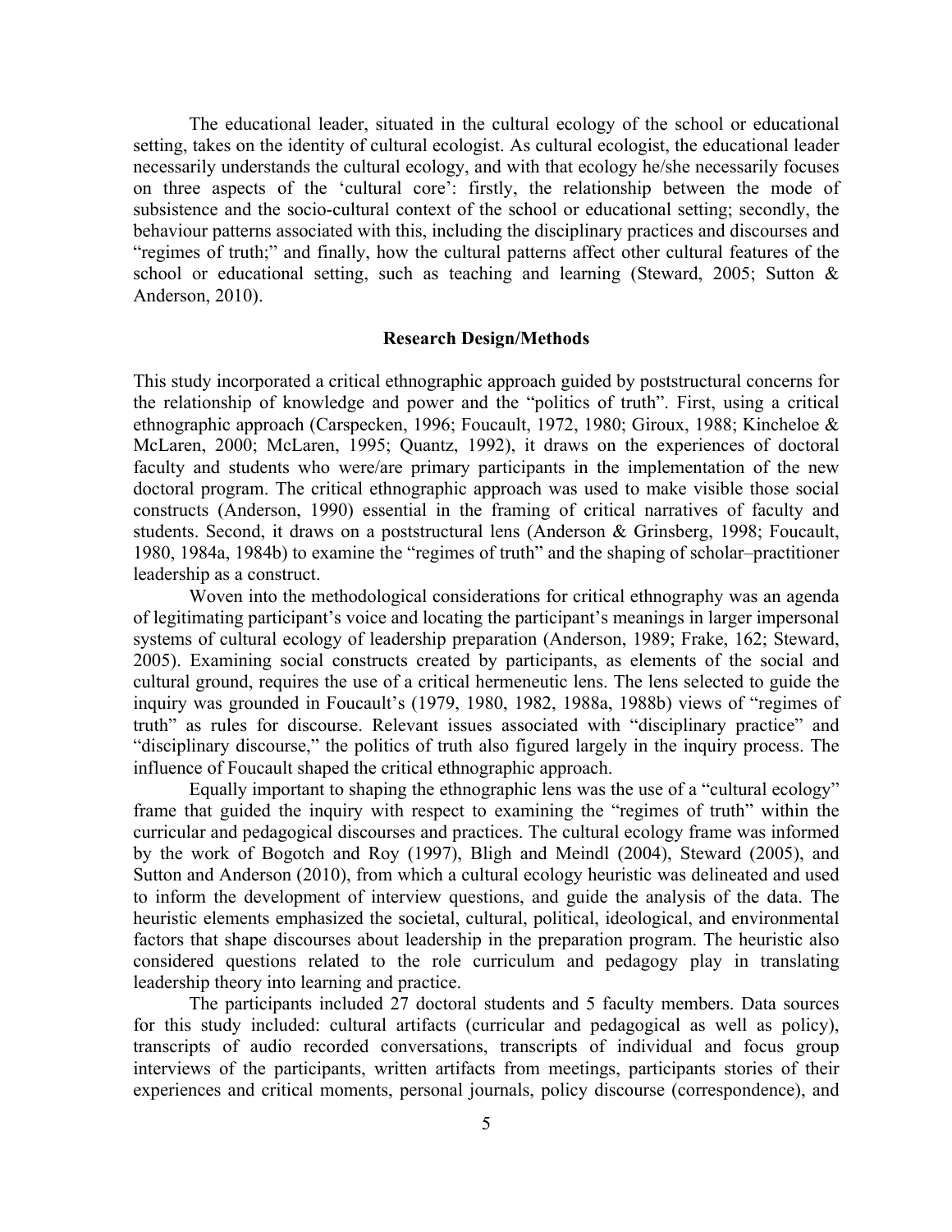The educational leader, situated in the cultural ecology of the school or educational setting, takes on the identity of cultural ecologist. As cultural ecologist, the educational leader necessarily understands the cultural ecology, and with that ecology he/she necessarily focuses on three aspects of the 'cultural core': firstly, the relationship between the mode of subsistence and the socio-cultural context of the school or educational setting; secondly, the behaviour patterns associated with this, including the disciplinary practices and discourses and "regimes of truth;" and finally, how the cultural patterns affect other cultural features of the school or educational setting, such as teaching and learning (Steward, 2005; Sutton & Anderson, 2010).

## Research Design/Methods

This study incorporated a critical ethnographic approach guided by poststructural concerns for the relationship of knowledge and power and the "politics of truth". First, using a critical ethnographic approach (Carspecken, 1996; Foucault, 1972, 1980; Giroux, 1988; Kincheloe & McLaren, 2000; McLaren, 1995; Quantz, 1992), it draws on the experiences of doctoral faculty and students who were/are primary participants in the implementation of the new doctoral program. The critical ethnographic approach was used to make visible those social constructs (Anderson, 1990) essential in the framing of critical narratives of faculty and students. Second, it draws on a poststructural lens (Anderson & Grinsberg, 1998; Foucault, 1980, 1984a, 1984b) to examine the "regimes of truth" and the shaping of scholar–practitioner leadership as a construct.

Woven into the methodological considerations for critical ethnography was an agenda of legitimating participant's voice and locating the participant's meanings in larger impersonal systems of cultural ecology of leadership preparation (Anderson, 1989; Frake, 162; Steward, 2005). Examining social constructs created by participants, as elements of the social and cultural ground, requires the use of a critical hermeneutic lens. The lens selected to guide the inquiry was grounded in Foucault's (1979, 1980, 1982, 1988a, 1988b) views of "regimes of truth" as rules for discourse. Relevant issues associated with "disciplinary practice" and "disciplinary discourse," the politics of truth also figured largely in the inquiry process. The influence of Foucault shaped the critical ethnographic approach.

Equally important to shaping the ethnographic lens was the use of a "cultural ecology" frame that guided the inquiry with respect to examining the "regimes of truth" within the curricular and pedagogical discourses and practices. The cultural ecology frame was informed by the work of Bogotch and Roy (1997), Bligh and Meindl (2004), Steward (2005), and Sutton and Anderson (2010), from which a cultural ecology heuristic was delineated and used to inform the development of interview questions, and guide the analysis of the data. The heuristic elements emphasized the societal, cultural, political, ideological, and environmental factors that shape discourses about leadership in the preparation program. The heuristic also considered questions related to the role curriculum and pedagogy play in translating leadership theory into learning and practice.

The participants included 27 doctoral students and 5 faculty members. Data sources for this study included: cultural artifacts (curricular and pedagogical as well as policy), transcripts of audio recorded conversations, transcripts of individual and focus group interviews of the participants, written artifacts from meetings, participants stories of their experiences and critical moments, personal journals, policy discourse (correspondence), and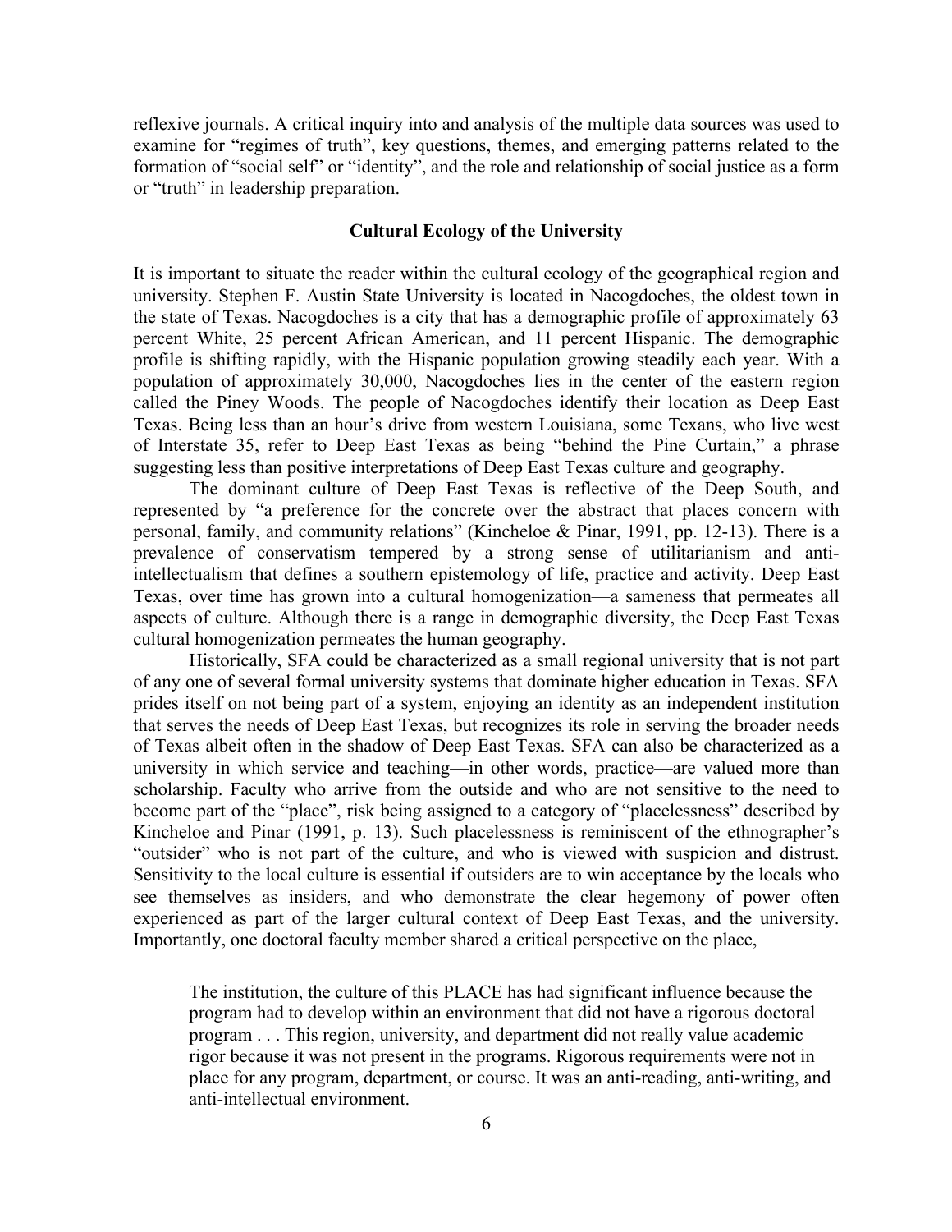reflexive journals. A critical inquiry into and analysis of the multiple data sources was used to examine for "regimes of truth", key questions, themes, and emerging patterns related to the formation of "social self" or "identity", and the role and relationship of social justice as a form or "truth" in leadership preparation.

## Cultural Ecology of the University

It is important to situate the reader within the cultural ecology of the geographical region and university. Stephen F. Austin State University is located in Nacogdoches, the oldest town in the state of Texas. Nacogdoches is a city that has a demographic profile of approximately 63 percent White, 25 percent African American, and 11 percent Hispanic. The demographic profile is shifting rapidly, with the Hispanic population growing steadily each year. With a population of approximately 30,000, Nacogdoches lies in the center of the eastern region called the Piney Woods. The people of Nacogdoches identify their location as Deep East Texas. Being less than an hour's drive from western Louisiana, some Texans, who live west of Interstate 35, refer to Deep East Texas as being "behind the Pine Curtain," a phrase suggesting less than positive interpretations of Deep East Texas culture and geography.

The dominant culture of Deep East Texas is reflective of the Deep South, and represented by "a preference for the concrete over the abstract that places concern with personal, family, and community relations" (Kincheloe & Pinar, 1991, pp. 12-13). There is a prevalence of conservatism tempered by a strong sense of utilitarianism and anti-intellectualism that defines a southern epistemology of life, practice and activity. Deep East Texas, over time has grown into a cultural homogenization—a sameness that permeates all aspects of culture. Although there is a range in demographic diversity, the Deep East Texas cultural homogenization permeates the human geography.

Historically, SFA could be characterized as a small regional university that is not part of any one of several formal university systems that dominate higher education in Texas. SFA prides itself on not being part of a system, enjoying an identity as an independent institution that serves the needs of Deep East Texas, but recognizes its role in serving the broader needs of Texas albeit often in the shadow of Deep East Texas. SFA can also be characterized as a university in which service and teaching—in other words, practice—are valued more than scholarship. Faculty who arrive from the outside and who are not sensitive to the need to become part of the "place", risk being assigned to a category of "placelessness" described by Kincheloe and Pinar (1991, p. 13). Such placelessness is reminiscent of the ethnographer's "outsider" who is not part of the culture, and who is viewed with suspicion and distrust. Sensitivity to the local culture is essential if outsiders are to win acceptance by the locals who see themselves as insiders, and who demonstrate the clear hegemony of power often experienced as part of the larger cultural context of Deep East Texas, and the university. Importantly, one doctoral faculty member shared a critical perspective on the place,

> The institution, the culture of this PLACE has had significant influence because the program had to develop within an environment that did not have a rigorous doctoral program . . . This region, university, and department did not really value academic rigor because it was not present in the programs. Rigorous requirements were not in place for any program, department, or course. It was an anti-reading, anti-writing, and anti-intellectual environment.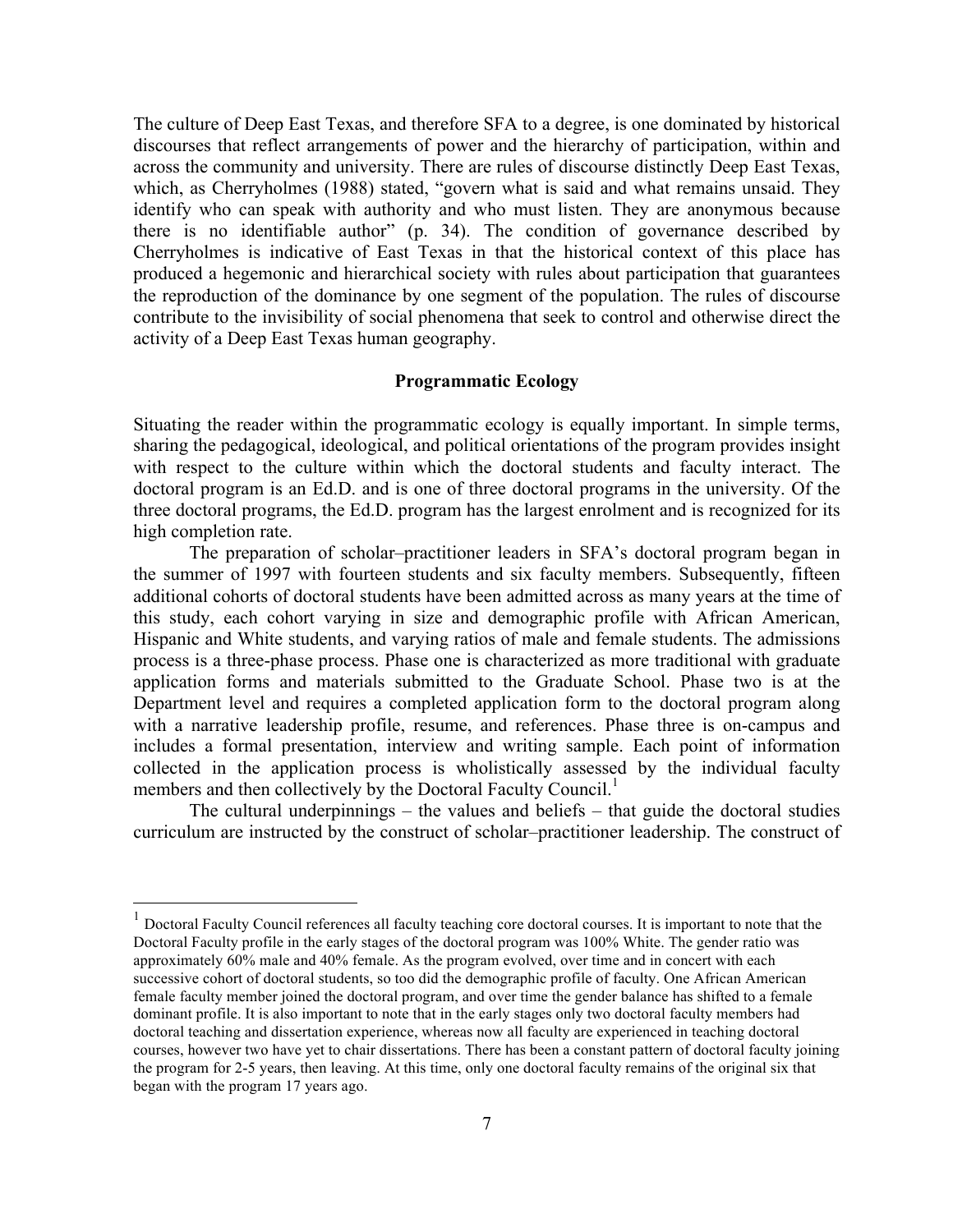The culture of Deep East Texas, and therefore SFA to a degree, is one dominated by historical discourses that reflect arrangements of power and the hierarchy of participation, within and across the community and university. There are rules of discourse distinctly Deep East Texas, which, as Cherryholmes (1988) stated, "govern what is said and what remains unsaid. They identify who can speak with authority and who must listen. They are anonymous because there is no identifiable author" (p. 34). The condition of governance described by Cherryholmes is indicative of East Texas in that the historical context of this place has produced a hegemonic and hierarchical society with rules about participation that guarantees the reproduction of the dominance by one segment of the population. The rules of discourse contribute to the invisibility of social phenomena that seek to control and otherwise direct the activity of a Deep East Texas human geography.

## Programmatic Ecology

Situating the reader within the programmatic ecology is equally important. In simple terms, sharing the pedagogical, ideological, and political orientations of the program provides insight with respect to the culture within which the doctoral students and faculty interact. The doctoral program is an Ed.D. and is one of three doctoral programs in the university. Of the three doctoral programs, the Ed.D. program has the largest enrolment and is recognized for its high completion rate.

The preparation of scholar–practitioner leaders in SFA's doctoral program began in the summer of 1997 with fourteen students and six faculty members. Subsequently, fifteen additional cohorts of doctoral students have been admitted across as many years at the time of this study, each cohort varying in size and demographic profile with African American, Hispanic and White students, and varying ratios of male and female students. The admissions process is a three-phase process. Phase one is characterized as more traditional with graduate application forms and materials submitted to the Graduate School. Phase two is at the Department level and requires a completed application form to the doctoral program along with a narrative leadership profile, resume, and references. Phase three is on-campus and includes a formal presentation, interview and writing sample. Each point of information collected in the application process is wholistically assessed by the individual faculty members and then collectively by the Doctoral Faculty Council.[1]

The cultural underpinnings – the values and beliefs – that guide the doctoral studies curriculum are instructed by the construct of scholar–practitioner leadership. The construct of

---

[1] Doctoral Faculty Council references all faculty teaching core doctoral courses. It is important to note that the Doctoral Faculty profile in the early stages of the doctoral program was 100% White. The gender ratio was approximately 60% male and 40% female. As the program evolved, over time and in concert with each successive cohort of doctoral students, so too did the demographic profile of faculty. One African American female faculty member joined the doctoral program, and over time the gender balance has shifted to a female dominant profile. It is also important to note that in the early stages only two doctoral faculty members had doctoral teaching and dissertation experience, whereas now all faculty are experienced in teaching doctoral courses, however two have yet to chair dissertations. There has been a constant pattern of doctoral faculty joining the program for 2-5 years, then leaving. At this time, only one doctoral faculty remains of the original six that began with the program 17 years ago.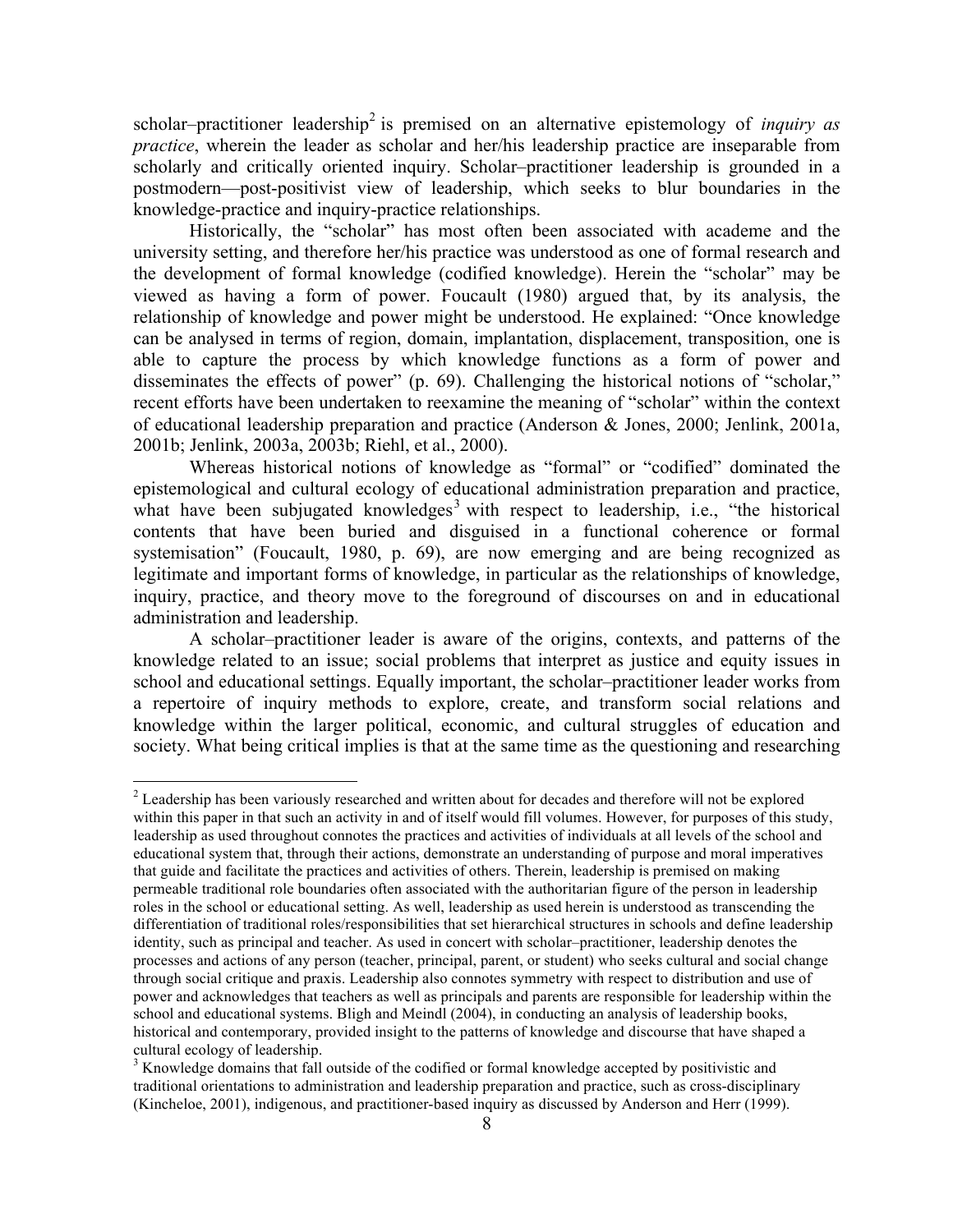scholar–practitioner leadership[2] is premised on an alternative epistemology of *inquiry as practice*, wherein the leader as scholar and her/his leadership practice are inseparable from scholarly and critically oriented inquiry. Scholar–practitioner leadership is grounded in a postmodern—post-positivist view of leadership, which seeks to blur boundaries in the knowledge-practice and inquiry-practice relationships.

Historically, the "scholar" has most often been associated with academe and the university setting, and therefore her/his practice was understood as one of formal research and the development of formal knowledge (codified knowledge). Herein the "scholar" may be viewed as having a form of power. Foucault (1980) argued that, by its analysis, the relationship of knowledge and power might be understood. He explained: "Once knowledge can be analysed in terms of region, domain, implantation, displacement, transposition, one is able to capture the process by which knowledge functions as a form of power and disseminates the effects of power" (p. 69). Challenging the historical notions of "scholar," recent efforts have been undertaken to reexamine the meaning of "scholar" within the context of educational leadership preparation and practice (Anderson & Jones, 2000; Jenlink, 2001a, 2001b; Jenlink, 2003a, 2003b; Riehl, et al., 2000).

Whereas historical notions of knowledge as "formal" or "codified" dominated the epistemological and cultural ecology of educational administration preparation and practice, what have been subjugated knowledges[3] with respect to leadership, i.e., "the historical contents that have been buried and disguised in a functional coherence or formal systemisation" (Foucault, 1980, p. 69), are now emerging and are being recognized as legitimate and important forms of knowledge, in particular as the relationships of knowledge, inquiry, practice, and theory move to the foreground of discourses on and in educational administration and leadership.

A scholar–practitioner leader is aware of the origins, contexts, and patterns of the knowledge related to an issue; social problems that interpret as justice and equity issues in school and educational settings. Equally important, the scholar–practitioner leader works from a repertoire of inquiry methods to explore, create, and transform social relations and knowledge within the larger political, economic, and cultural struggles of education and society. What being critical implies is that at the same time as the questioning and researching

---

[2] Leadership has been variously researched and written about for decades and therefore will not be explored within this paper in that such an activity in and of itself would fill volumes. However, for purposes of this study, leadership as used throughout connotes the practices and activities of individuals at all levels of the school and educational system that, through their actions, demonstrate an understanding of purpose and moral imperatives that guide and facilitate the practices and activities of others. Therein, leadership is premised on making permeable traditional role boundaries often associated with the authoritarian figure of the person in leadership roles in the school or educational setting. As well, leadership as used herein is understood as transcending the differentiation of traditional roles/responsibilities that set hierarchical structures in schools and define leadership identity, such as principal and teacher. As used in concert with scholar–practitioner, leadership denotes the processes and actions of any person (teacher, principal, parent, or student) who seeks cultural and social change through social critique and praxis. Leadership also connotes symmetry with respect to distribution and use of power and acknowledges that teachers as well as principals and parents are responsible for leadership within the school and educational systems. Bligh and Meindl (2004), in conducting an analysis of leadership books, historical and contemporary, provided insight to the patterns of knowledge and discourse that have shaped a cultural ecology of leadership.

[3] Knowledge domains that fall outside of the codified or formal knowledge accepted by positivistic and traditional orientations to administration and leadership preparation and practice, such as cross-disciplinary (Kincheloe, 2001), indigenous, and practitioner-based inquiry as discussed by Anderson and Herr (1999).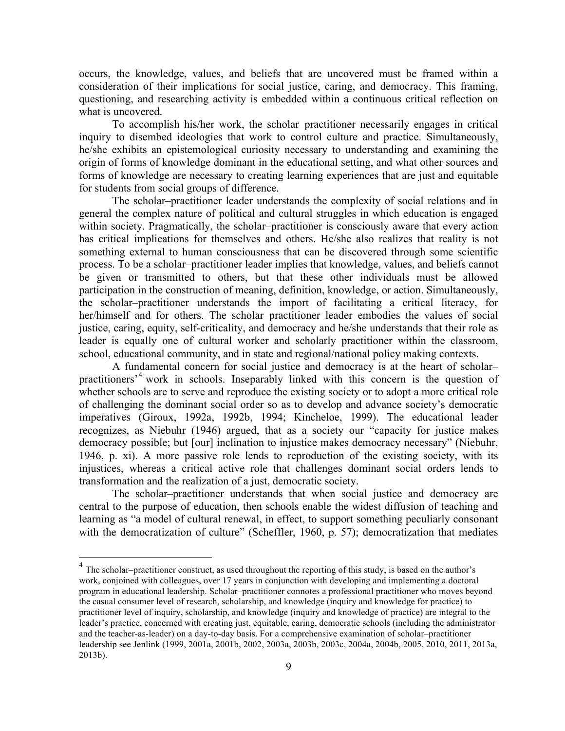occurs, the knowledge, values, and beliefs that are uncovered must be framed within a consideration of their implications for social justice, caring, and democracy. This framing, questioning, and researching activity is embedded within a continuous critical reflection on what is uncovered.

To accomplish his/her work, the scholar–practitioner necessarily engages in critical inquiry to disembed ideologies that work to control culture and practice. Simultaneously, he/she exhibits an epistemological curiosity necessary to understanding and examining the origin of forms of knowledge dominant in the educational setting, and what other sources and forms of knowledge are necessary to creating learning experiences that are just and equitable for students from social groups of difference.

The scholar–practitioner leader understands the complexity of social relations and in general the complex nature of political and cultural struggles in which education is engaged within society. Pragmatically, the scholar–practitioner is consciously aware that every action has critical implications for themselves and others. He/she also realizes that reality is not something external to human consciousness that can be discovered through some scientific process. To be a scholar–practitioner leader implies that knowledge, values, and beliefs cannot be given or transmitted to others, but that these other individuals must be allowed participation in the construction of meaning, definition, knowledge, or action. Simultaneously, the scholar–practitioner understands the import of facilitating a critical literacy, for her/himself and for others. The scholar–practitioner leader embodies the values of social justice, caring, equity, self-criticality, and democracy and he/she understands that their role as leader is equally one of cultural worker and scholarly practitioner within the classroom, school, educational community, and in state and regional/national policy making contexts.

A fundamental concern for social justice and democracy is at the heart of scholar–practitioners'[4] work in schools. Inseparably linked with this concern is the question of whether schools are to serve and reproduce the existing society or to adopt a more critical role of challenging the dominant social order so as to develop and advance society's democratic imperatives (Giroux, 1992a, 1992b, 1994; Kincheloe, 1999). The educational leader recognizes, as Niebuhr (1946) argued, that as a society our "capacity for justice makes democracy possible; but [our] inclination to injustice makes democracy necessary" (Niebuhr, 1946, p. xi). A more passive role lends to reproduction of the existing society, with its injustices, whereas a critical active role that challenges dominant social orders lends to transformation and the realization of a just, democratic society.

The scholar–practitioner understands that when social justice and democracy are central to the purpose of education, then schools enable the widest diffusion of teaching and learning as "a model of cultural renewal, in effect, to support something peculiarly consonant with the democratization of culture" (Scheffler, 1960, p. 57); democratization that mediates

---

[4] The scholar–practitioner construct, as used throughout the reporting of this study, is based on the author's work, conjoined with colleagues, over 17 years in conjunction with developing and implementing a doctoral program in educational leadership. Scholar–practitioner connotes a professional practitioner who moves beyond the casual consumer level of research, scholarship, and knowledge (inquiry and knowledge for practice) to practitioner level of inquiry, scholarship, and knowledge (inquiry and knowledge of practice) are integral to the leader's practice, concerned with creating just, equitable, caring, democratic schools (including the administrator and the teacher-as-leader) on a day-to-day basis. For a comprehensive examination of scholar–practitioner leadership see Jenlink (1999, 2001a, 2001b, 2002, 2003a, 2003b, 2003c, 2004a, 2004b, 2005, 2010, 2011, 2013a, 2013b).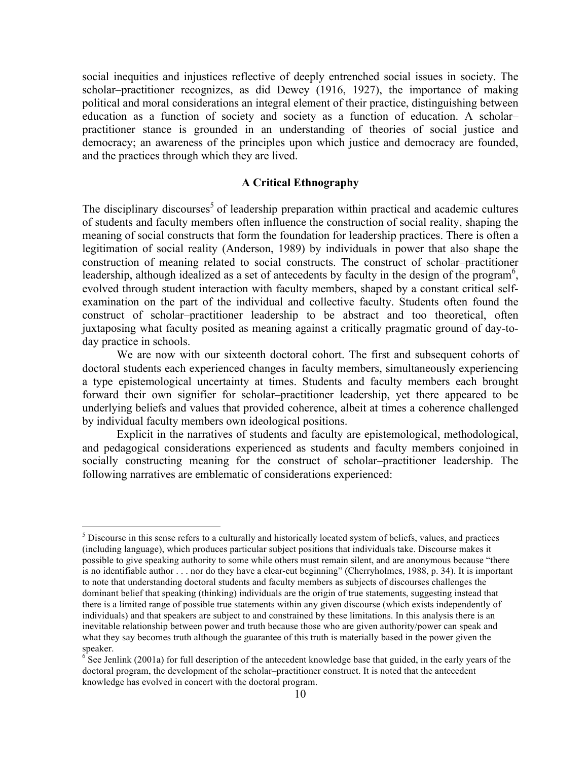social inequities and injustices reflective of deeply entrenched social issues in society. The scholar–practitioner recognizes, as did Dewey (1916, 1927), the importance of making political and moral considerations an integral element of their practice, distinguishing between education as a function of society and society as a function of education. A scholar–practitioner stance is grounded in an understanding of theories of social justice and democracy; an awareness of the principles upon which justice and democracy are founded, and the practices through which they are lived.

### A Critical Ethnography

The disciplinary discourses[5] of leadership preparation within practical and academic cultures of students and faculty members often influence the construction of social reality, shaping the meaning of social constructs that form the foundation for leadership practices. There is often a legitimation of social reality (Anderson, 1989) by individuals in power that also shape the construction of meaning related to social constructs. The construct of scholar–practitioner leadership, although idealized as a set of antecedents by faculty in the design of the program[6], evolved through student interaction with faculty members, shaped by a constant critical self-examination on the part of the individual and collective faculty. Students often found the construct of scholar–practitioner leadership to be abstract and too theoretical, often juxtaposing what faculty posited as meaning against a critically pragmatic ground of day-to-day practice in schools.

We are now with our sixteenth doctoral cohort. The first and subsequent cohorts of doctoral students each experienced changes in faculty members, simultaneously experiencing a type epistemological uncertainty at times. Students and faculty members each brought forward their own signifier for scholar–practitioner leadership, yet there appeared to be underlying beliefs and values that provided coherence, albeit at times a coherence challenged by individual faculty members own ideological positions.

Explicit in the narratives of students and faculty are epistemological, methodological, and pedagogical considerations experienced as students and faculty members conjoined in socially constructing meaning for the construct of scholar–practitioner leadership. The following narratives are emblematic of considerations experienced:

---

[5] Discourse in this sense refers to a culturally and historically located system of beliefs, values, and practices (including language), which produces particular subject positions that individuals take. Discourse makes it possible to give speaking authority to some while others must remain silent, and are anonymous because "there is no identifiable author . . . nor do they have a clear-cut beginning" (Cherryholmes, 1988, p. 34). It is important to note that understanding doctoral students and faculty members as subjects of discourses challenges the dominant belief that speaking (thinking) individuals are the origin of true statements, suggesting instead that there is a limited range of possible true statements within any given discourse (which exists independently of individuals) and that speakers are subject to and constrained by these limitations. In this analysis there is an inevitable relationship between power and truth because those who are given authority/power can speak and what they say becomes truth although the guarantee of this truth is materially based in the power given the speaker.

[6] See Jenlink (2001a) for full description of the antecedent knowledge base that guided, in the early years of the doctoral program, the development of the scholar–practitioner construct. It is noted that the antecedent knowledge has evolved in concert with the doctoral program.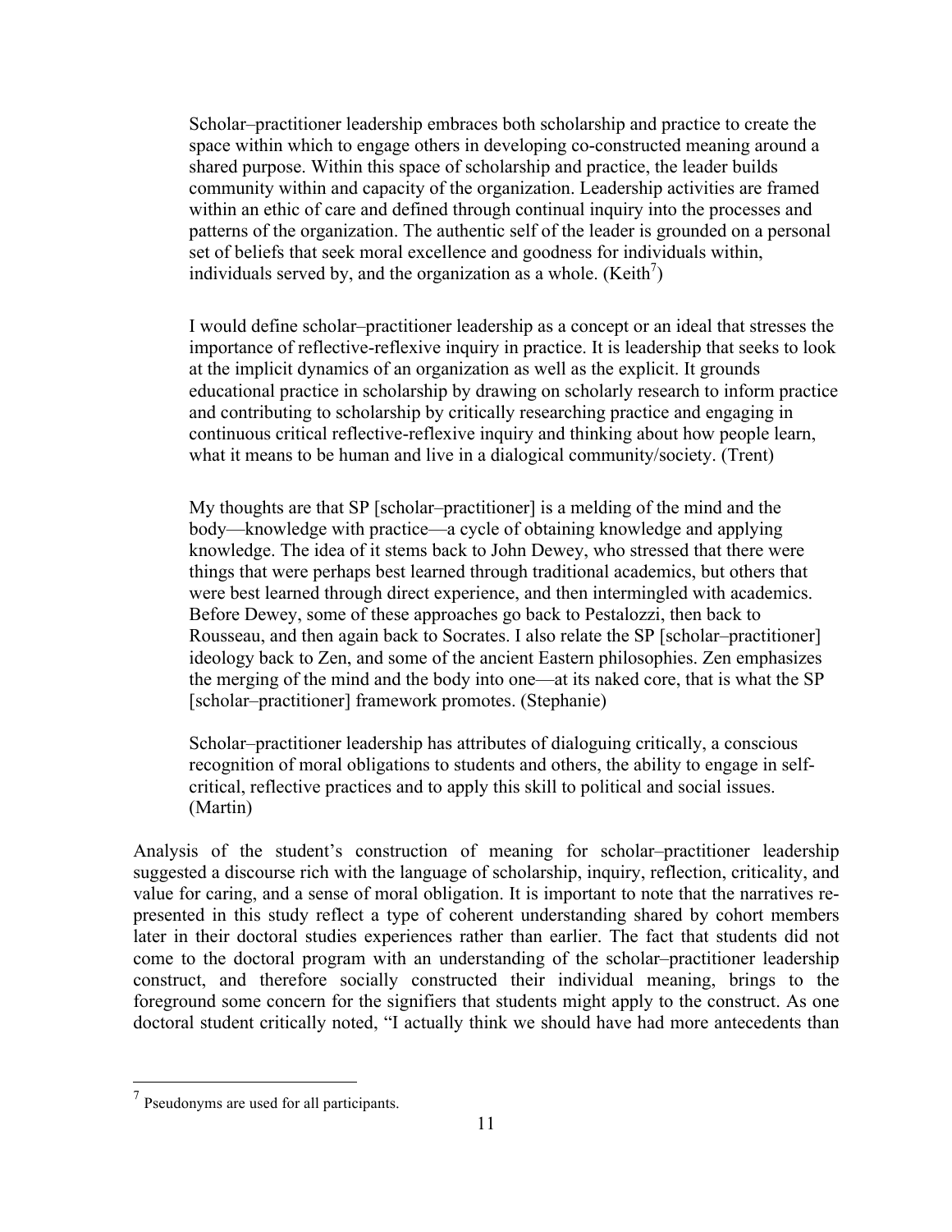> Scholar–practitioner leadership embraces both scholarship and practice to create the space within which to engage others in developing co-constructed meaning around a shared purpose. Within this space of scholarship and practice, the leader builds community within and capacity of the organization. Leadership activities are framed within an ethic of care and defined through continual inquiry into the processes and patterns of the organization. The authentic self of the leader is grounded on a personal set of beliefs that seek moral excellence and goodness for individuals within, individuals served by, and the organization as a whole. (Keith[7])

> I would define scholar–practitioner leadership as a concept or an ideal that stresses the importance of reflective-reflexive inquiry in practice. It is leadership that seeks to look at the implicit dynamics of an organization as well as the explicit. It grounds educational practice in scholarship by drawing on scholarly research to inform practice and contributing to scholarship by critically researching practice and engaging in continuous critical reflective-reflexive inquiry and thinking about how people learn, what it means to be human and live in a dialogical community/society. (Trent)

> My thoughts are that SP [scholar–practitioner] is a melding of the mind and the body—knowledge with practice—a cycle of obtaining knowledge and applying knowledge. The idea of it stems back to John Dewey, who stressed that there were things that were perhaps best learned through traditional academics, but others that were best learned through direct experience, and then intermingled with academics. Before Dewey, some of these approaches go back to Pestalozzi, then back to Rousseau, and then again back to Socrates. I also relate the SP [scholar–practitioner] ideology back to Zen, and some of the ancient Eastern philosophies. Zen emphasizes the merging of the mind and the body into one—at its naked core, that is what the SP [scholar–practitioner] framework promotes. (Stephanie)

> Scholar–practitioner leadership has attributes of dialoguing critically, a conscious recognition of moral obligations to students and others, the ability to engage in self-critical, reflective practices and to apply this skill to political and social issues. (Martin)

Analysis of the student's construction of meaning for scholar–practitioner leadership suggested a discourse rich with the language of scholarship, inquiry, reflection, criticality, and value for caring, and a sense of moral obligation. It is important to note that the narratives re-presented in this study reflect a type of coherent understanding shared by cohort members later in their doctoral studies experiences rather than earlier. The fact that students did not come to the doctoral program with an understanding of the scholar–practitioner leadership construct, and therefore socially constructed their individual meaning, brings to the foreground some concern for the signifiers that students might apply to the construct. As one doctoral student critically noted, "I actually think we should have had more antecedents than

---

[7] Pseudonyms are used for all participants.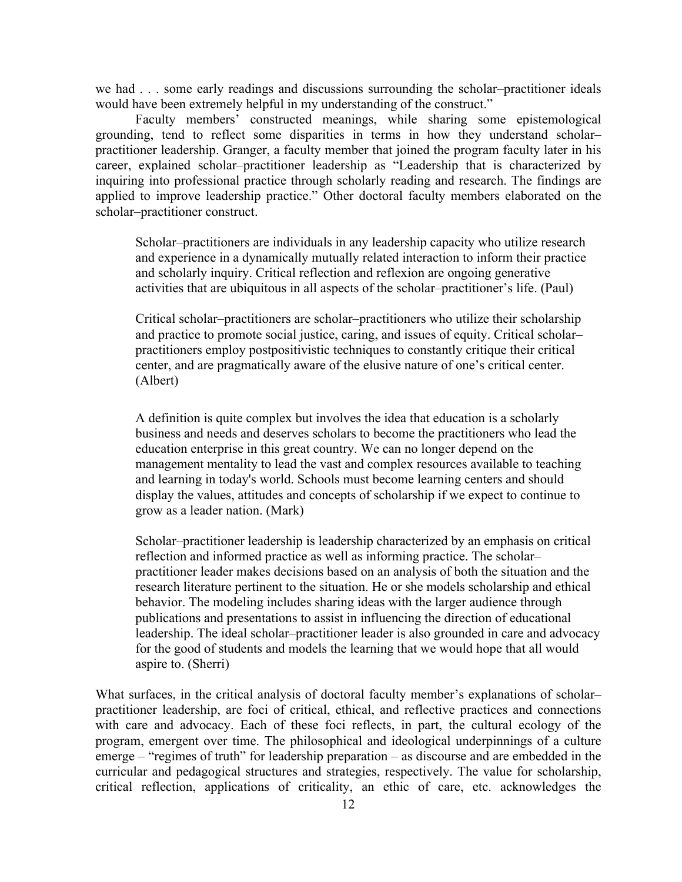we had . . . some early readings and discussions surrounding the scholar–practitioner ideals would have been extremely helpful in my understanding of the construct."

Faculty members' constructed meanings, while sharing some epistemological grounding, tend to reflect some disparities in terms in how they understand scholar–practitioner leadership. Granger, a faculty member that joined the program faculty later in his career, explained scholar–practitioner leadership as "Leadership that is characterized by inquiring into professional practice through scholarly reading and research. The findings are applied to improve leadership practice." Other doctoral faculty members elaborated on the scholar–practitioner construct.

> Scholar–practitioners are individuals in any leadership capacity who utilize research and experience in a dynamically mutually related interaction to inform their practice and scholarly inquiry. Critical reflection and reflexion are ongoing generative activities that are ubiquitous in all aspects of the scholar–practitioner's life. (Paul)

> Critical scholar–practitioners are scholar–practitioners who utilize their scholarship and practice to promote social justice, caring, and issues of equity. Critical scholar–practitioners employ postpositivistic techniques to constantly critique their critical center, and are pragmatically aware of the elusive nature of one's critical center. (Albert)

> A definition is quite complex but involves the idea that education is a scholarly business and needs and deserves scholars to become the practitioners who lead the education enterprise in this great country. We can no longer depend on the management mentality to lead the vast and complex resources available to teaching and learning in today's world. Schools must become learning centers and should display the values, attitudes and concepts of scholarship if we expect to continue to grow as a leader nation. (Mark)

> Scholar–practitioner leadership is leadership characterized by an emphasis on critical reflection and informed practice as well as informing practice. The scholar–practitioner leader makes decisions based on an analysis of both the situation and the research literature pertinent to the situation. He or she models scholarship and ethical behavior. The modeling includes sharing ideas with the larger audience through publications and presentations to assist in influencing the direction of educational leadership. The ideal scholar–practitioner leader is also grounded in care and advocacy for the good of students and models the learning that we would hope that all would aspire to. (Sherri)

What surfaces, in the critical analysis of doctoral faculty member's explanations of scholar–practitioner leadership, are foci of critical, ethical, and reflective practices and connections with care and advocacy. Each of these foci reflects, in part, the cultural ecology of the program, emergent over time. The philosophical and ideological underpinnings of a culture emerge – "regimes of truth" for leadership preparation – as discourse and are embedded in the curricular and pedagogical structures and strategies, respectively. The value for scholarship, critical reflection, applications of criticality, an ethic of care, etc. acknowledges the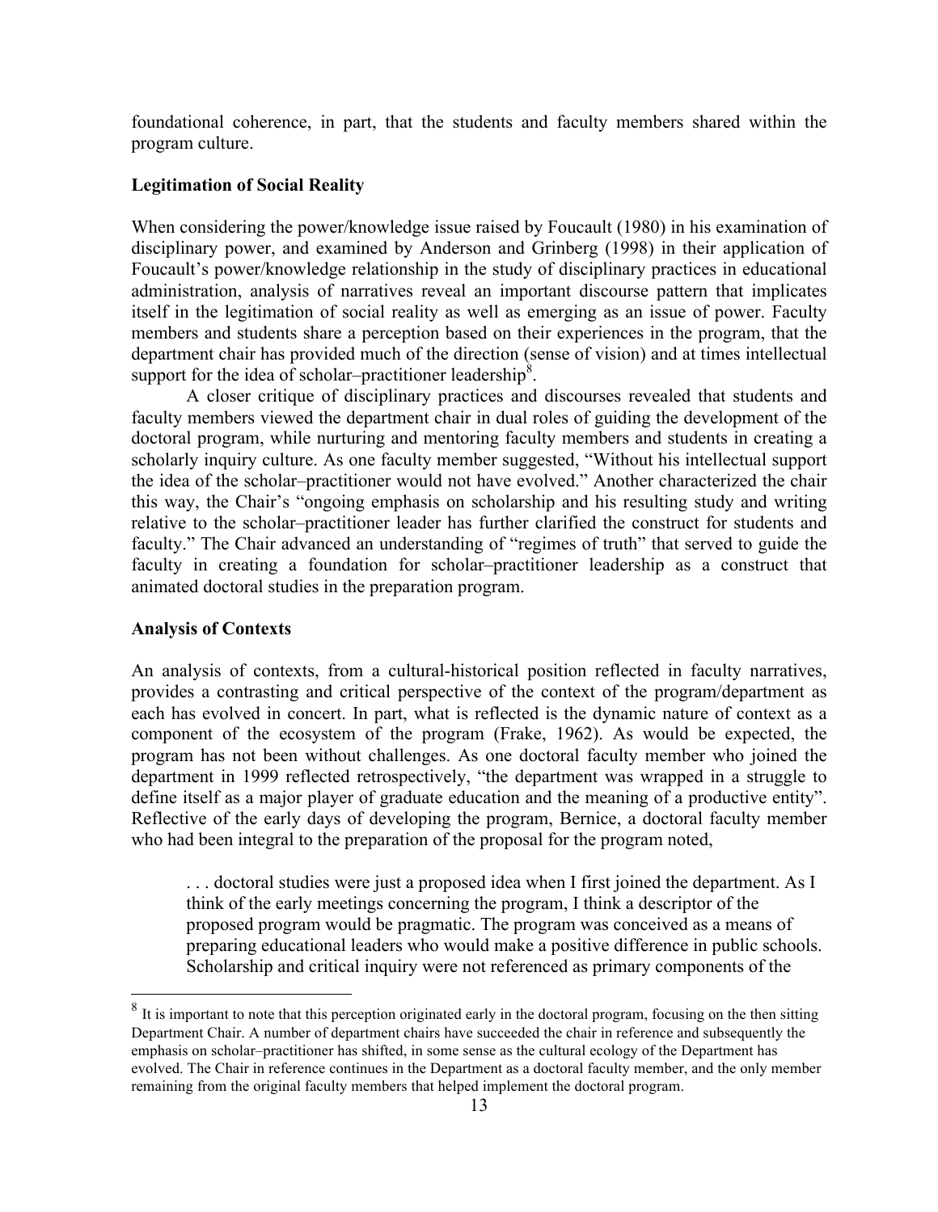foundational coherence, in part, that the students and faculty members shared within the program culture.

**Legitimation of Social Reality**

When considering the power/knowledge issue raised by Foucault (1980) in his examination of disciplinary power, and examined by Anderson and Grinberg (1998) in their application of Foucault's power/knowledge relationship in the study of disciplinary practices in educational administration, analysis of narratives reveal an important discourse pattern that implicates itself in the legitimation of social reality as well as emerging as an issue of power. Faculty members and students share a perception based on their experiences in the program, that the department chair has provided much of the direction (sense of vision) and at times intellectual support for the idea of scholar–practitioner leadership[8].

A closer critique of disciplinary practices and discourses revealed that students and faculty members viewed the department chair in dual roles of guiding the development of the doctoral program, while nurturing and mentoring faculty members and students in creating a scholarly inquiry culture. As one faculty member suggested, "Without his intellectual support the idea of the scholar–practitioner would not have evolved." Another characterized the chair this way, the Chair's "ongoing emphasis on scholarship and his resulting study and writing relative to the scholar–practitioner leader has further clarified the construct for students and faculty." The Chair advanced an understanding of "regimes of truth" that served to guide the faculty in creating a foundation for scholar–practitioner leadership as a construct that animated doctoral studies in the preparation program.

**Analysis of Contexts**

An analysis of contexts, from a cultural-historical position reflected in faculty narratives, provides a contrasting and critical perspective of the context of the program/department as each has evolved in concert. In part, what is reflected is the dynamic nature of context as a component of the ecosystem of the program (Frake, 1962). As would be expected, the program has not been without challenges. As one doctoral faculty member who joined the department in 1999 reflected retrospectively, "the department was wrapped in a struggle to define itself as a major player of graduate education and the meaning of a productive entity". Reflective of the early days of developing the program, Bernice, a doctoral faculty member who had been integral to the preparation of the proposal for the program noted,

> . . . doctoral studies were just a proposed idea when I first joined the department. As I think of the early meetings concerning the program, I think a descriptor of the proposed program would be pragmatic. The program was conceived as a means of preparing educational leaders who would make a positive difference in public schools. Scholarship and critical inquiry were not referenced as primary components of the

---

[8] It is important to note that this perception originated early in the doctoral program, focusing on the then sitting Department Chair. A number of department chairs have succeeded the chair in reference and subsequently the emphasis on scholar–practitioner has shifted, in some sense as the cultural ecology of the Department has evolved. The Chair in reference continues in the Department as a doctoral faculty member, and the only member remaining from the original faculty members that helped implement the doctoral program.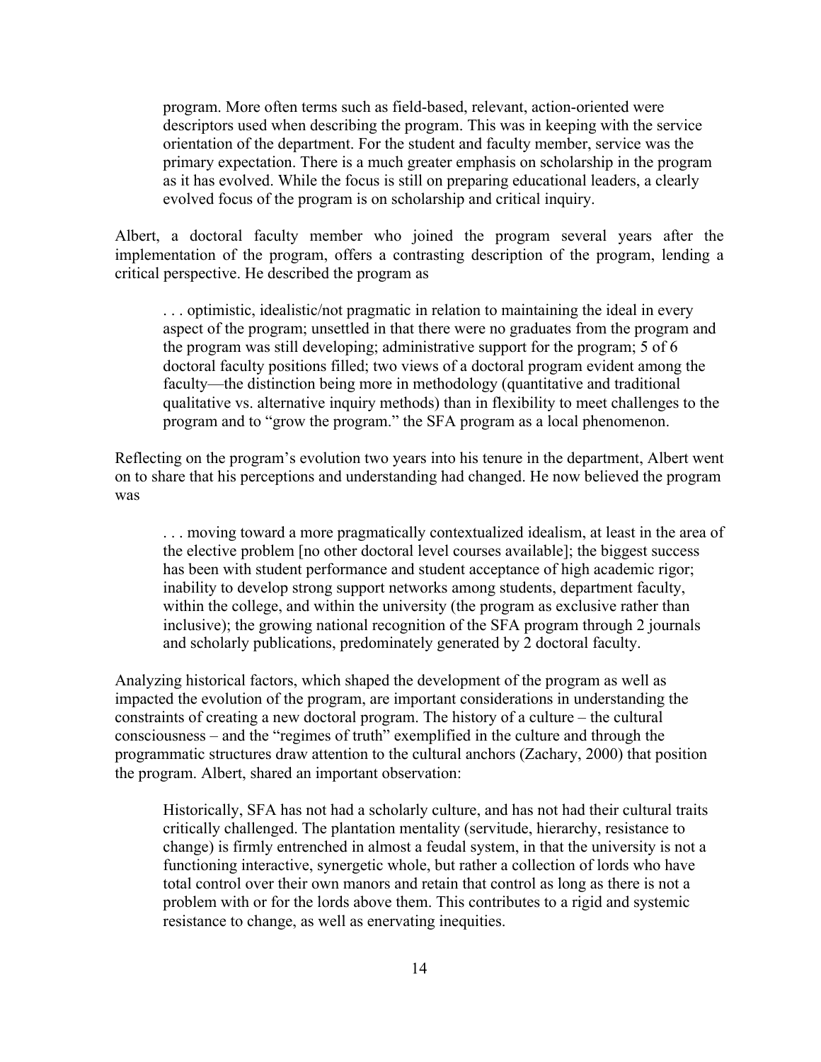> program. More often terms such as field-based, relevant, action-oriented were descriptors used when describing the program. This was in keeping with the service orientation of the department. For the student and faculty member, service was the primary expectation. There is a much greater emphasis on scholarship in the program as it has evolved. While the focus is still on preparing educational leaders, a clearly evolved focus of the program is on scholarship and critical inquiry.

Albert, a doctoral faculty member who joined the program several years after the implementation of the program, offers a contrasting description of the program, lending a critical perspective. He described the program as

> . . . optimistic, idealistic/not pragmatic in relation to maintaining the ideal in every aspect of the program; unsettled in that there were no graduates from the program and the program was still developing; administrative support for the program; 5 of 6 doctoral faculty positions filled; two views of a doctoral program evident among the faculty—the distinction being more in methodology (quantitative and traditional qualitative vs. alternative inquiry methods) than in flexibility to meet challenges to the program and to "grow the program." the SFA program as a local phenomenon.

Reflecting on the program's evolution two years into his tenure in the department, Albert went on to share that his perceptions and understanding had changed. He now believed the program was

> . . . moving toward a more pragmatically contextualized idealism, at least in the area of the elective problem [no other doctoral level courses available]; the biggest success has been with student performance and student acceptance of high academic rigor; inability to develop strong support networks among students, department faculty, within the college, and within the university (the program as exclusive rather than inclusive); the growing national recognition of the SFA program through 2 journals and scholarly publications, predominately generated by 2 doctoral faculty.

Analyzing historical factors, which shaped the development of the program as well as impacted the evolution of the program, are important considerations in understanding the constraints of creating a new doctoral program. The history of a culture – the cultural consciousness – and the "regimes of truth" exemplified in the culture and through the programmatic structures draw attention to the cultural anchors (Zachary, 2000) that position the program. Albert, shared an important observation:

> Historically, SFA has not had a scholarly culture, and has not had their cultural traits critically challenged. The plantation mentality (servitude, hierarchy, resistance to change) is firmly entrenched in almost a feudal system, in that the university is not a functioning interactive, synergetic whole, but rather a collection of lords who have total control over their own manors and retain that control as long as there is not a problem with or for the lords above them. This contributes to a rigid and systemic resistance to change, as well as enervating inequities.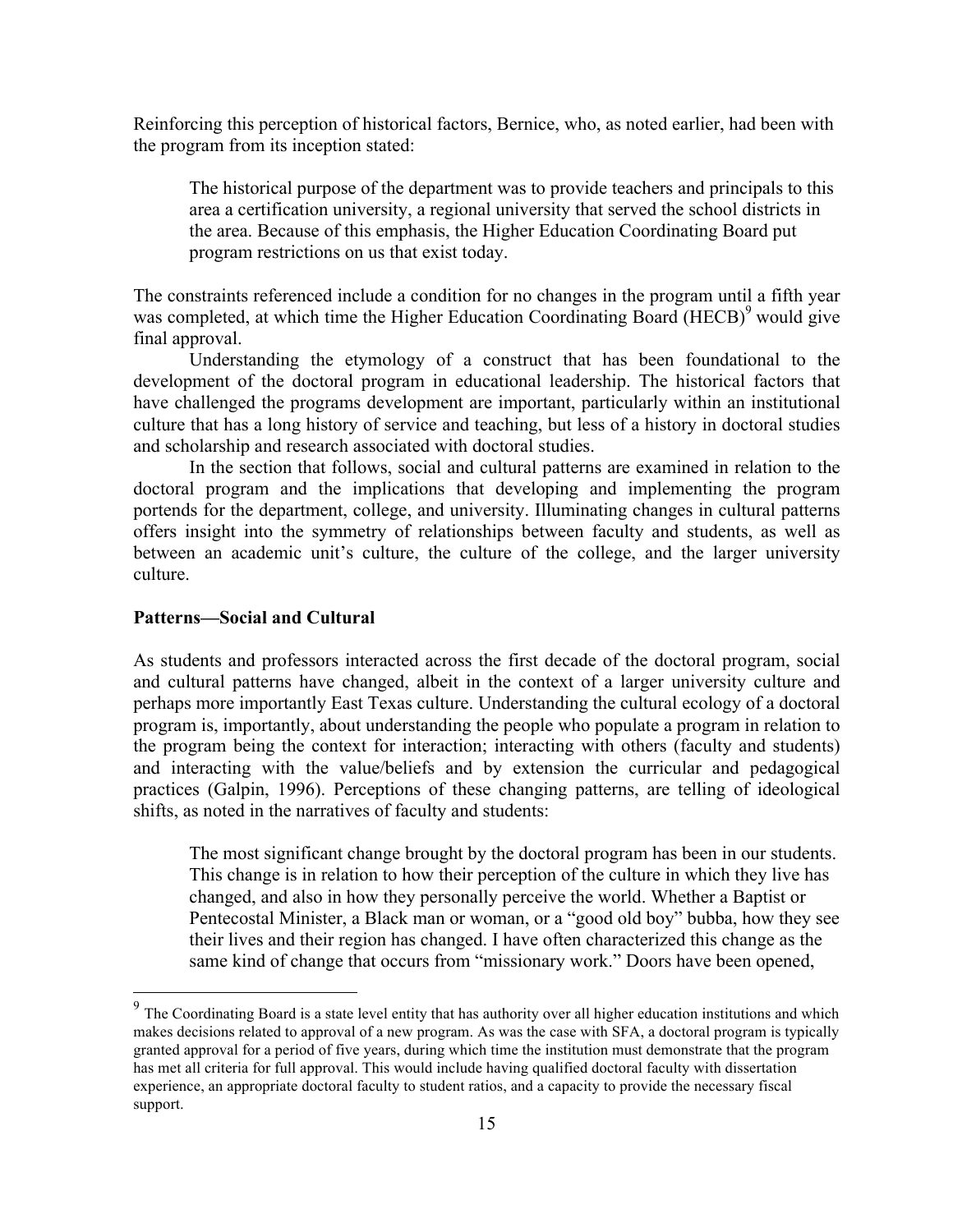Reinforcing this perception of historical factors, Bernice, who, as noted earlier, had been with the program from its inception stated:

> The historical purpose of the department was to provide teachers and principals to this area a certification university, a regional university that served the school districts in the area. Because of this emphasis, the Higher Education Coordinating Board put program restrictions on us that exist today.

The constraints referenced include a condition for no changes in the program until a fifth year was completed, at which time the Higher Education Coordinating Board (HECB)[9] would give final approval.

Understanding the etymology of a construct that has been foundational to the development of the doctoral program in educational leadership. The historical factors that have challenged the programs development are important, particularly within an institutional culture that has a long history of service and teaching, but less of a history in doctoral studies and scholarship and research associated with doctoral studies.

In the section that follows, social and cultural patterns are examined in relation to the doctoral program and the implications that developing and implementing the program portends for the department, college, and university. Illuminating changes in cultural patterns offers insight into the symmetry of relationships between faculty and students, as well as between an academic unit's culture, the culture of the college, and the larger university culture.

**Patterns—Social and Cultural**

As students and professors interacted across the first decade of the doctoral program, social and cultural patterns have changed, albeit in the context of a larger university culture and perhaps more importantly East Texas culture. Understanding the cultural ecology of a doctoral program is, importantly, about understanding the people who populate a program in relation to the program being the context for interaction; interacting with others (faculty and students) and interacting with the value/beliefs and by extension the curricular and pedagogical practices (Galpin, 1996). Perceptions of these changing patterns, are telling of ideological shifts, as noted in the narratives of faculty and students:

> The most significant change brought by the doctoral program has been in our students. This change is in relation to how their perception of the culture in which they live has changed, and also in how they personally perceive the world. Whether a Baptist or Pentecostal Minister, a Black man or woman, or a "good old boy" bubba, how they see their lives and their region has changed. I have often characterized this change as the same kind of change that occurs from "missionary work." Doors have been opened,

[9] The Coordinating Board is a state level entity that has authority over all higher education institutions and which makes decisions related to approval of a new program. As was the case with SFA, a doctoral program is typically granted approval for a period of five years, during which time the institution must demonstrate that the program has met all criteria for full approval. This would include having qualified doctoral faculty with dissertation experience, an appropriate doctoral faculty to student ratios, and a capacity to provide the necessary fiscal support.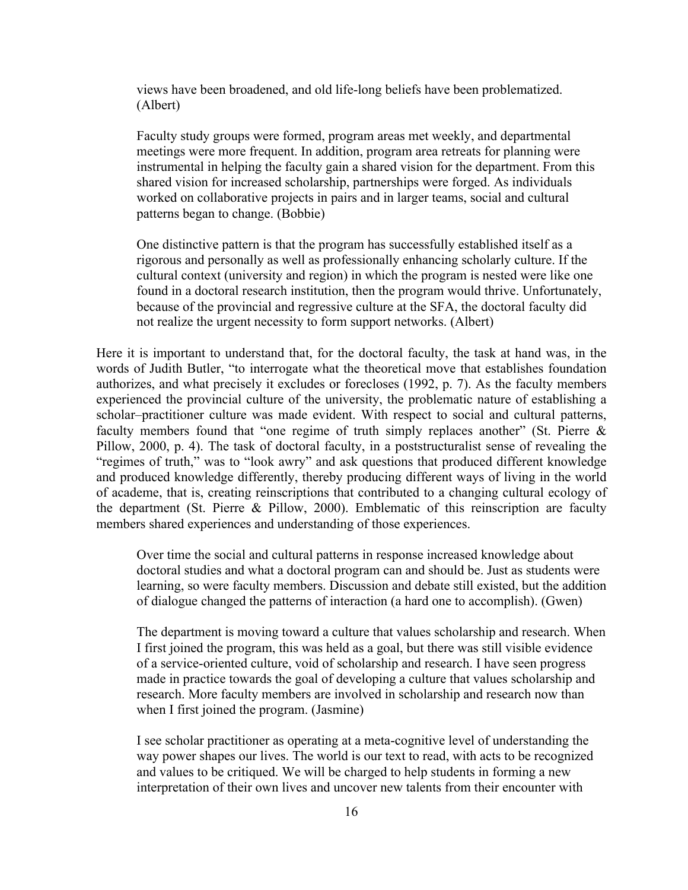views have been broadened, and old life-long beliefs have been problematized. (Albert)

> Faculty study groups were formed, program areas met weekly, and departmental meetings were more frequent. In addition, program area retreats for planning were instrumental in helping the faculty gain a shared vision for the department. From this shared vision for increased scholarship, partnerships were forged. As individuals worked on collaborative projects in pairs and in larger teams, social and cultural patterns began to change. (Bobbie)

> One distinctive pattern is that the program has successfully established itself as a rigorous and personally as well as professionally enhancing scholarly culture. If the cultural context (university and region) in which the program is nested were like one found in a doctoral research institution, then the program would thrive. Unfortunately, because of the provincial and regressive culture at the SFA, the doctoral faculty did not realize the urgent necessity to form support networks. (Albert)

Here it is important to understand that, for the doctoral faculty, the task at hand was, in the words of Judith Butler, "to interrogate what the theoretical move that establishes foundation authorizes, and what precisely it excludes or forecloses (1992, p. 7). As the faculty members experienced the provincial culture of the university, the problematic nature of establishing a scholar–practitioner culture was made evident. With respect to social and cultural patterns, faculty members found that "one regime of truth simply replaces another" (St. Pierre & Pillow, 2000, p. 4). The task of doctoral faculty, in a poststructuralist sense of revealing the "regimes of truth," was to "look awry" and ask questions that produced different knowledge and produced knowledge differently, thereby producing different ways of living in the world of academe, that is, creating reinscriptions that contributed to a changing cultural ecology of the department (St. Pierre & Pillow, 2000). Emblematic of this reinscription are faculty members shared experiences and understanding of those experiences.

> Over time the social and cultural patterns in response increased knowledge about doctoral studies and what a doctoral program can and should be. Just as students were learning, so were faculty members. Discussion and debate still existed, but the addition of dialogue changed the patterns of interaction (a hard one to accomplish). (Gwen)

> The department is moving toward a culture that values scholarship and research. When I first joined the program, this was held as a goal, but there was still visible evidence of a service-oriented culture, void of scholarship and research. I have seen progress made in practice towards the goal of developing a culture that values scholarship and research. More faculty members are involved in scholarship and research now than when I first joined the program. (Jasmine)

> I see scholar practitioner as operating at a meta-cognitive level of understanding the way power shapes our lives. The world is our text to read, with acts to be recognized and values to be critiqued. We will be charged to help students in forming a new interpretation of their own lives and uncover new talents from their encounter with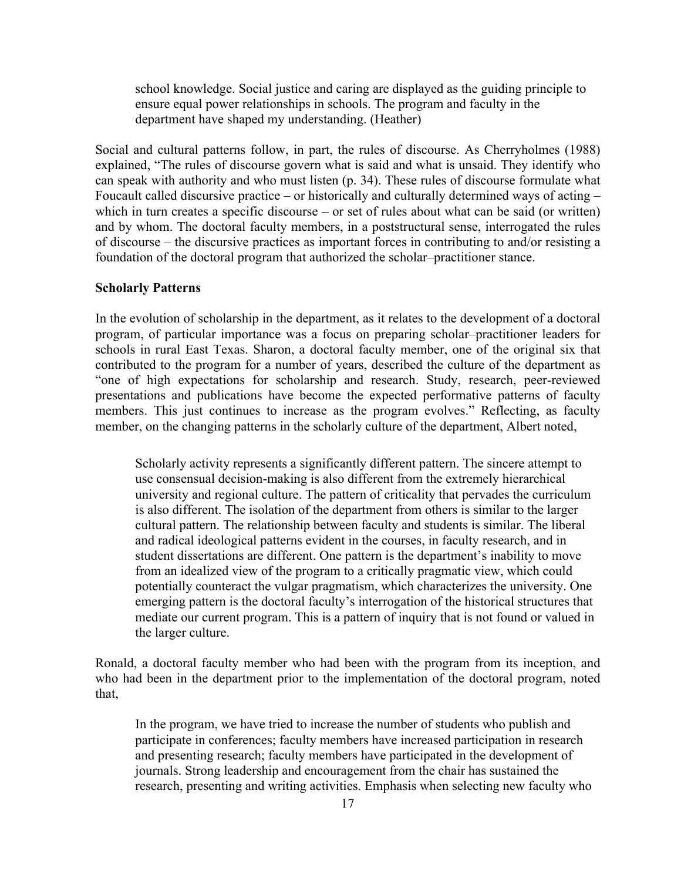> school knowledge. Social justice and caring are displayed as the guiding principle to ensure equal power relationships in schools. The program and faculty in the department have shaped my understanding. (Heather)

Social and cultural patterns follow, in part, the rules of discourse. As Cherryholmes (1988) explained, "The rules of discourse govern what is said and what is unsaid. They identify who can speak with authority and who must listen (p. 34). These rules of discourse formulate what Foucault called discursive practice – or historically and culturally determined ways of acting – which in turn creates a specific discourse – or set of rules about what can be said (or written) and by whom. The doctoral faculty members, in a poststructural sense, interrogated the rules of discourse – the discursive practices as important forces in contributing to and/or resisting a foundation of the doctoral program that authorized the scholar–practitioner stance.

**Scholarly Patterns**

In the evolution of scholarship in the department, as it relates to the development of a doctoral program, of particular importance was a focus on preparing scholar–practitioner leaders for schools in rural East Texas. Sharon, a doctoral faculty member, one of the original six that contributed to the program for a number of years, described the culture of the department as "one of high expectations for scholarship and research. Study, research, peer-reviewed presentations and publications have become the expected performative patterns of faculty members. This just continues to increase as the program evolves." Reflecting, as faculty member, on the changing patterns in the scholarly culture of the department, Albert noted,

> Scholarly activity represents a significantly different pattern. The sincere attempt to use consensual decision-making is also different from the extremely hierarchical university and regional culture. The pattern of criticality that pervades the curriculum is also different. The isolation of the department from others is similar to the larger cultural pattern. The relationship between faculty and students is similar. The liberal and radical ideological patterns evident in the courses, in faculty research, and in student dissertations are different. One pattern is the department's inability to move from an idealized view of the program to a critically pragmatic view, which could potentially counteract the vulgar pragmatism, which characterizes the university. One emerging pattern is the doctoral faculty's interrogation of the historical structures that mediate our current program. This is a pattern of inquiry that is not found or valued in the larger culture.

Ronald, a doctoral faculty member who had been with the program from its inception, and who had been in the department prior to the implementation of the doctoral program, noted that,

> In the program, we have tried to increase the number of students who publish and participate in conferences; faculty members have increased participation in research and presenting research; faculty members have participated in the development of journals. Strong leadership and encouragement from the chair has sustained the research, presenting and writing activities. Emphasis when selecting new faculty who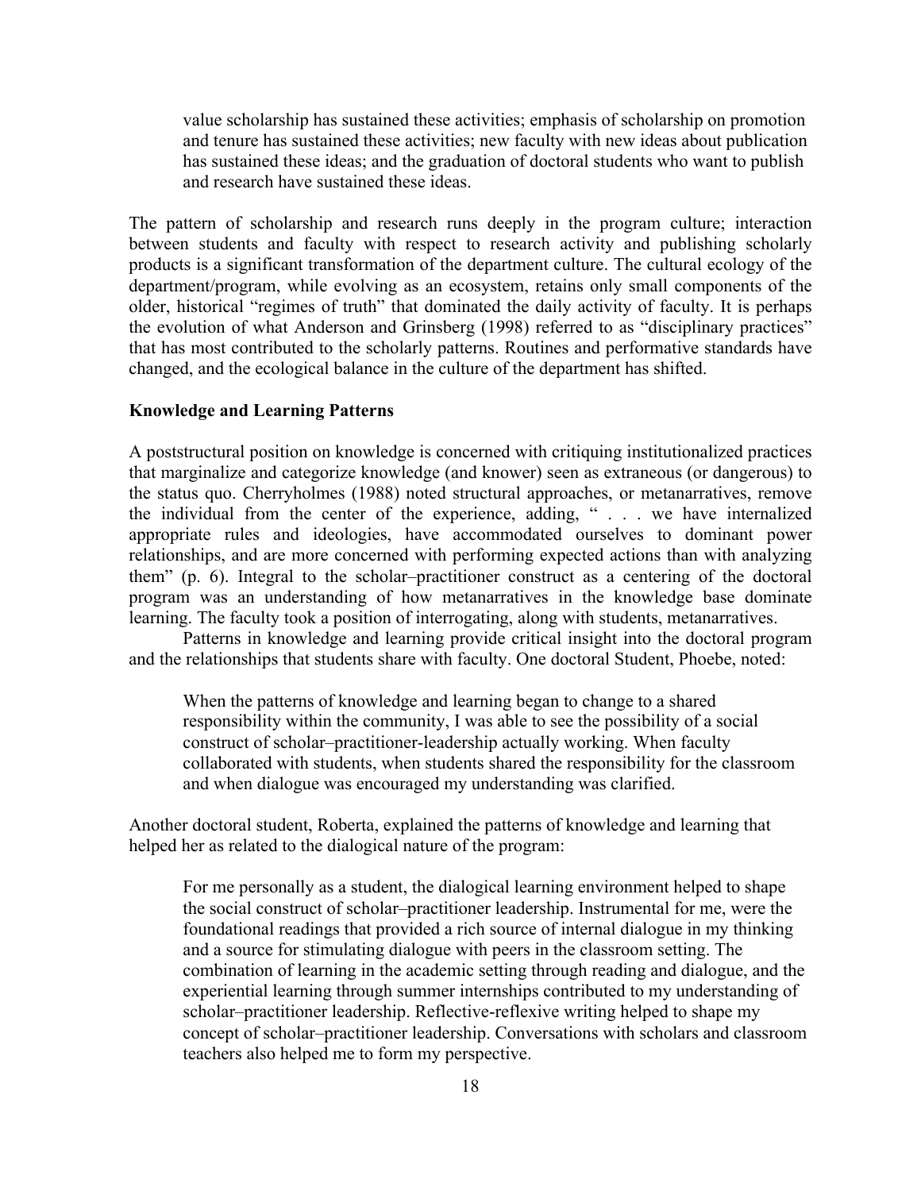> value scholarship has sustained these activities; emphasis of scholarship on promotion and tenure has sustained these activities; new faculty with new ideas about publication has sustained these ideas; and the graduation of doctoral students who want to publish and research have sustained these ideas.

The pattern of scholarship and research runs deeply in the program culture; interaction between students and faculty with respect to research activity and publishing scholarly products is a significant transformation of the department culture. The cultural ecology of the department/program, while evolving as an ecosystem, retains only small components of the older, historical "regimes of truth" that dominated the daily activity of faculty. It is perhaps the evolution of what Anderson and Grinsberg (1998) referred to as "disciplinary practices" that has most contributed to the scholarly patterns. Routines and performative standards have changed, and the ecological balance in the culture of the department has shifted.

**Knowledge and Learning Patterns**

A poststructural position on knowledge is concerned with critiquing institutionalized practices that marginalize and categorize knowledge (and knower) seen as extraneous (or dangerous) to the status quo. Cherryholmes (1988) noted structural approaches, or metanarratives, remove the individual from the center of the experience, adding, " . . . we have internalized appropriate rules and ideologies, have accommodated ourselves to dominant power relationships, and are more concerned with performing expected actions than with analyzing them" (p. 6). Integral to the scholar–practitioner construct as a centering of the doctoral program was an understanding of how metanarratives in the knowledge base dominate learning. The faculty took a position of interrogating, along with students, metanarratives.

Patterns in knowledge and learning provide critical insight into the doctoral program and the relationships that students share with faculty. One doctoral Student, Phoebe, noted:

> When the patterns of knowledge and learning began to change to a shared responsibility within the community, I was able to see the possibility of a social construct of scholar–practitioner-leadership actually working. When faculty collaborated with students, when students shared the responsibility for the classroom and when dialogue was encouraged my understanding was clarified.

Another doctoral student, Roberta, explained the patterns of knowledge and learning that helped her as related to the dialogical nature of the program:

> For me personally as a student, the dialogical learning environment helped to shape the social construct of scholar–practitioner leadership. Instrumental for me, were the foundational readings that provided a rich source of internal dialogue in my thinking and a source for stimulating dialogue with peers in the classroom setting. The combination of learning in the academic setting through reading and dialogue, and the experiential learning through summer internships contributed to my understanding of scholar–practitioner leadership. Reflective-reflexive writing helped to shape my concept of scholar–practitioner leadership. Conversations with scholars and classroom teachers also helped me to form my perspective.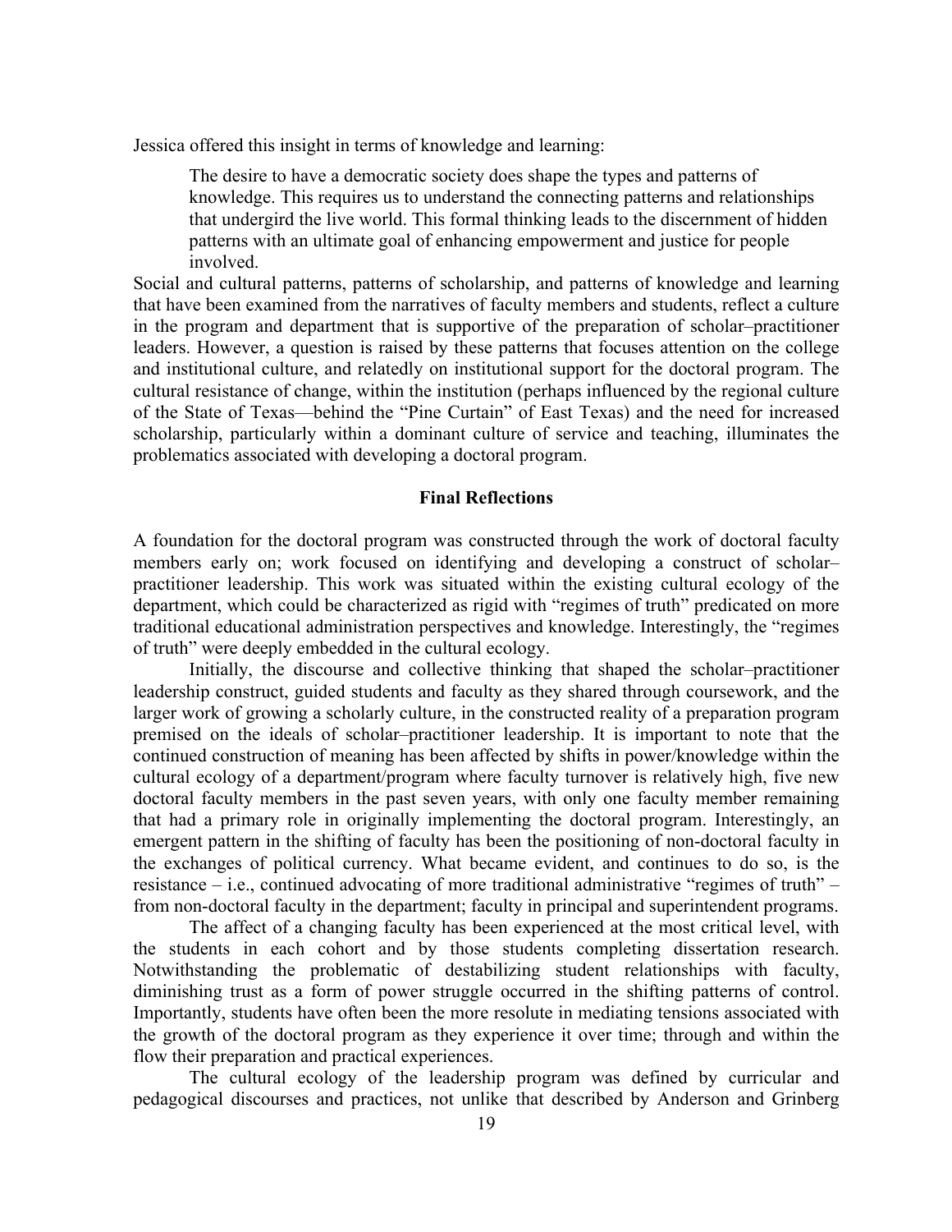Jessica offered this insight in terms of knowledge and learning:

> The desire to have a democratic society does shape the types and patterns of knowledge. This requires us to understand the connecting patterns and relationships that undergird the live world. This formal thinking leads to the discernment of hidden patterns with an ultimate goal of enhancing empowerment and justice for people involved.

Social and cultural patterns, patterns of scholarship, and patterns of knowledge and learning that have been examined from the narratives of faculty members and students, reflect a culture in the program and department that is supportive of the preparation of scholar–practitioner leaders. However, a question is raised by these patterns that focuses attention on the college and institutional culture, and relatedly on institutional support for the doctoral program. The cultural resistance of change, within the institution (perhaps influenced by the regional culture of the State of Texas—behind the "Pine Curtain" of East Texas) and the need for increased scholarship, particularly within a dominant culture of service and teaching, illuminates the problematics associated with developing a doctoral program.

## Final Reflections

A foundation for the doctoral program was constructed through the work of doctoral faculty members early on; work focused on identifying and developing a construct of scholar–practitioner leadership. This work was situated within the existing cultural ecology of the department, which could be characterized as rigid with "regimes of truth" predicated on more traditional educational administration perspectives and knowledge. Interestingly, the "regimes of truth" were deeply embedded in the cultural ecology.

Initially, the discourse and collective thinking that shaped the scholar–practitioner leadership construct, guided students and faculty as they shared through coursework, and the larger work of growing a scholarly culture, in the constructed reality of a preparation program premised on the ideals of scholar–practitioner leadership. It is important to note that the continued construction of meaning has been affected by shifts in power/knowledge within the cultural ecology of a department/program where faculty turnover is relatively high, five new doctoral faculty members in the past seven years, with only one faculty member remaining that had a primary role in originally implementing the doctoral program. Interestingly, an emergent pattern in the shifting of faculty has been the positioning of non-doctoral faculty in the exchanges of political currency. What became evident, and continues to do so, is the resistance – i.e., continued advocating of more traditional administrative "regimes of truth" – from non-doctoral faculty in the department; faculty in principal and superintendent programs.

The affect of a changing faculty has been experienced at the most critical level, with the students in each cohort and by those students completing dissertation research. Notwithstanding the problematic of destabilizing student relationships with faculty, diminishing trust as a form of power struggle occurred in the shifting patterns of control. Importantly, students have often been the more resolute in mediating tensions associated with the growth of the doctoral program as they experience it over time; through and within the flow their preparation and practical experiences.

The cultural ecology of the leadership program was defined by curricular and pedagogical discourses and practices, not unlike that described by Anderson and Grinberg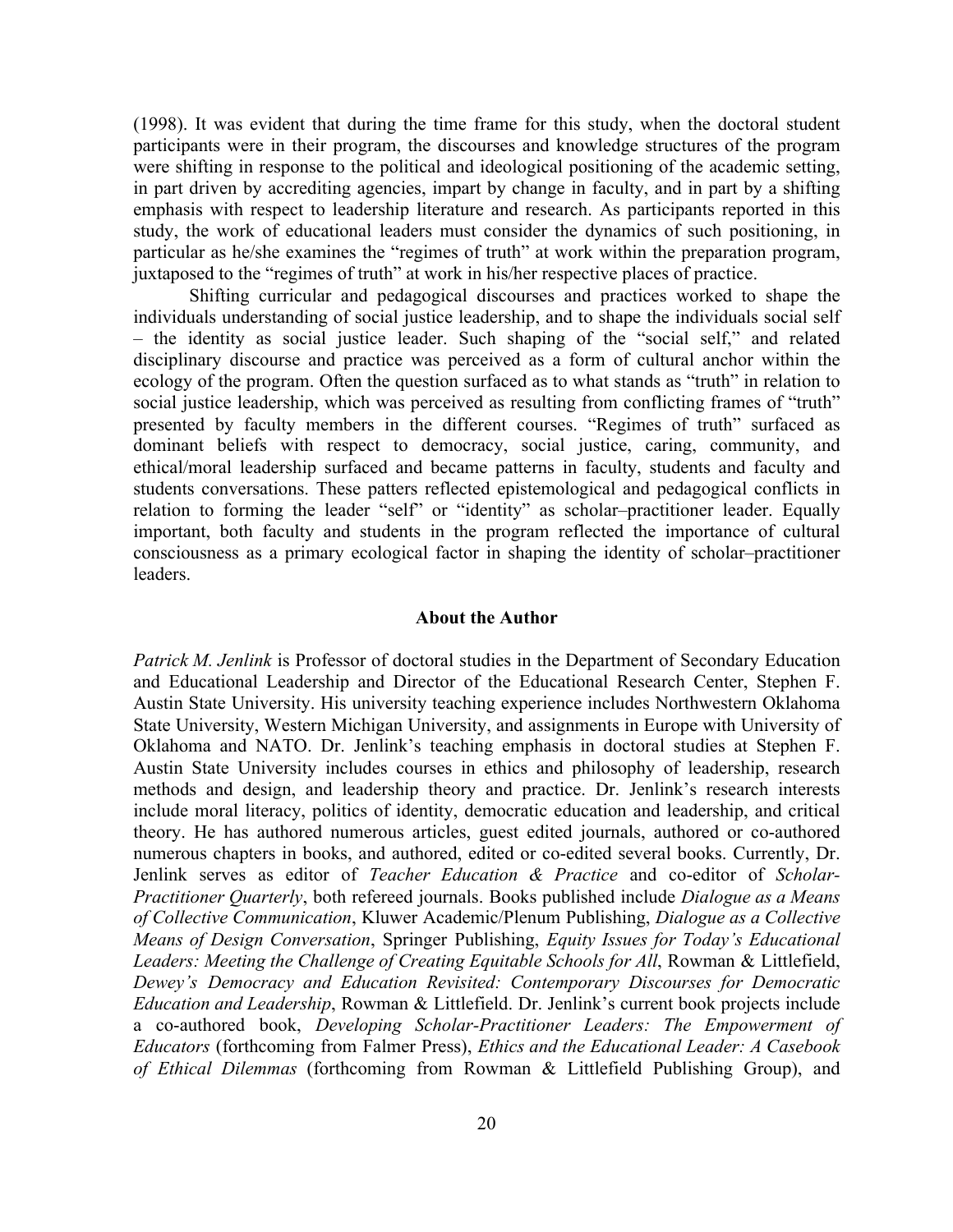(1998). It was evident that during the time frame for this study, when the doctoral student participants were in their program, the discourses and knowledge structures of the program were shifting in response to the political and ideological positioning of the academic setting, in part driven by accrediting agencies, impart by change in faculty, and in part by a shifting emphasis with respect to leadership literature and research. As participants reported in this study, the work of educational leaders must consider the dynamics of such positioning, in particular as he/she examines the "regimes of truth" at work within the preparation program, juxtaposed to the "regimes of truth" at work in his/her respective places of practice.

Shifting curricular and pedagogical discourses and practices worked to shape the individuals understanding of social justice leadership, and to shape the individuals social self – the identity as social justice leader. Such shaping of the "social self," and related disciplinary discourse and practice was perceived as a form of cultural anchor within the ecology of the program. Often the question surfaced as to what stands as "truth" in relation to social justice leadership, which was perceived as resulting from conflicting frames of "truth" presented by faculty members in the different courses. "Regimes of truth" surfaced as dominant beliefs with respect to democracy, social justice, caring, community, and ethical/moral leadership surfaced and became patterns in faculty, students and faculty and students conversations. These patterns reflected epistemological and pedagogical conflicts in relation to forming the leader "self" or "identity" as scholar–practitioner leader. Equally important, both faculty and students in the program reflected the importance of cultural consciousness as a primary ecological factor in shaping the identity of scholar–practitioner leaders.

## About the Author

*Patrick M. Jenlink* is Professor of doctoral studies in the Department of Secondary Education and Educational Leadership and Director of the Educational Research Center, Stephen F. Austin State University. His university teaching experience includes Northwestern Oklahoma State University, Western Michigan University, and assignments in Europe with University of Oklahoma and NATO. Dr. Jenlink's teaching emphasis in doctoral studies at Stephen F. Austin State University includes courses in ethics and philosophy of leadership, research methods and design, and leadership theory and practice. Dr. Jenlink's research interests include moral literacy, politics of identity, democratic education and leadership, and critical theory. He has authored numerous articles, guest edited journals, authored or co-authored numerous chapters in books, and authored, edited or co-edited several books. Currently, Dr. Jenlink serves as editor of *Teacher Education & Practice* and co-editor of *Scholar-Practitioner Quarterly*, both refereed journals. Books published include *Dialogue as a Means of Collective Communication*, Kluwer Academic/Plenum Publishing, *Dialogue as a Collective Means of Design Conversation*, Springer Publishing, *Equity Issues for Today's Educational Leaders: Meeting the Challenge of Creating Equitable Schools for All*, Rowman & Littlefield, *Dewey's Democracy and Education Revisited: Contemporary Discourses for Democratic Education and Leadership*, Rowman & Littlefield. Dr. Jenlink's current book projects include a co-authored book, *Developing Scholar-Practitioner Leaders: The Empowerment of Educators* (forthcoming from Falmer Press), *Ethics and the Educational Leader: A Casebook of Ethical Dilemmas* (forthcoming from Rowman & Littlefield Publishing Group), and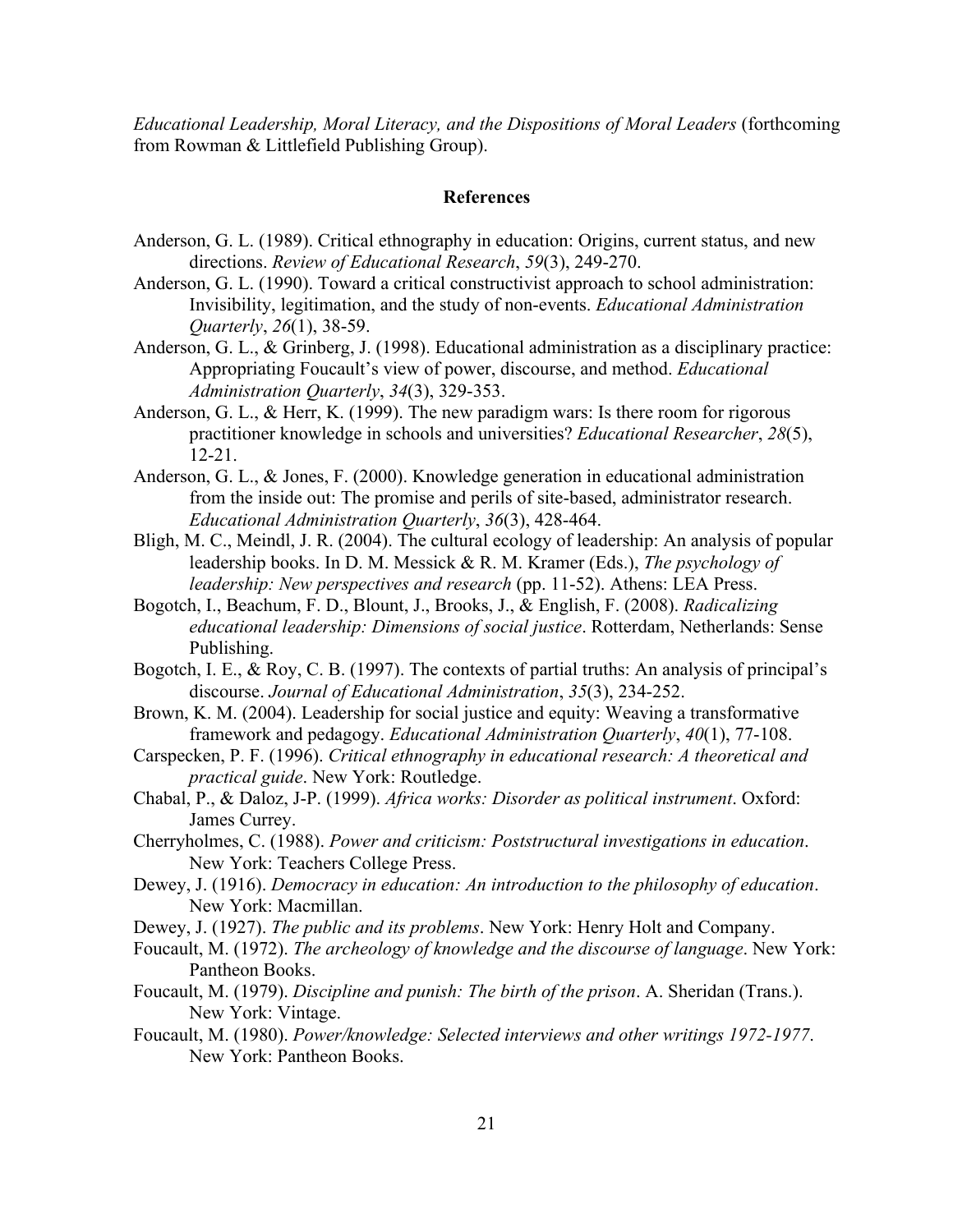*Educational Leadership, Moral Literacy, and the Dispositions of Moral Leaders* (forthcoming from Rowman & Littlefield Publishing Group).

## References

Anderson, G. L. (1989). Critical ethnography in education: Origins, current status, and new directions. *Review of Educational Research*, *59*(3), 249-270.

Anderson, G. L. (1990). Toward a critical constructivist approach to school administration: Invisibility, legitimation, and the study of non-events. *Educational Administration Quarterly*, *26*(1), 38-59.

Anderson, G. L., & Grinberg, J. (1998). Educational administration as a disciplinary practice: Appropriating Foucault's view of power, discourse, and method. *Educational Administration Quarterly*, *34*(3), 329-353.

Anderson, G. L., & Herr, K. (1999). The new paradigm wars: Is there room for rigorous practitioner knowledge in schools and universities? *Educational Researcher*, *28*(5), 12-21.

Anderson, G. L., & Jones, F. (2000). Knowledge generation in educational administration from the inside out: The promise and perils of site-based, administrator research. *Educational Administration Quarterly*, *36*(3), 428-464.

Bligh, M. C., Meindl, J. R. (2004). The cultural ecology of leadership: An analysis of popular leadership books. In D. M. Messick & R. M. Kramer (Eds.), *The psychology of leadership: New perspectives and research* (pp. 11-52). Athens: LEA Press.

Bogotch, I., Beachum, F. D., Blount, J., Brooks, J., & English, F. (2008). *Radicalizing educational leadership: Dimensions of social justice*. Rotterdam, Netherlands: Sense Publishing.

Bogotch, I. E., & Roy, C. B. (1997). The contexts of partial truths: An analysis of principal's discourse. *Journal of Educational Administration*, *35*(3), 234-252.

Brown, K. M. (2004). Leadership for social justice and equity: Weaving a transformative framework and pedagogy. *Educational Administration Quarterly*, *40*(1), 77-108.

Carspecken, P. F. (1996). *Critical ethnography in educational research: A theoretical and practical guide*. New York: Routledge.

Chabal, P., & Daloz, J-P. (1999). *Africa works: Disorder as political instrument*. Oxford: James Currey.

Cherryholmes, C. (1988). *Power and criticism: Poststructural investigations in education*. New York: Teachers College Press.

Dewey, J. (1916). *Democracy in education: An introduction to the philosophy of education*. New York: Macmillan.

Dewey, J. (1927). *The public and its problems*. New York: Henry Holt and Company.

Foucault, M. (1972). *The archeology of knowledge and the discourse of language*. New York: Pantheon Books.

Foucault, M. (1979). *Discipline and punish: The birth of the prison*. A. Sheridan (Trans.). New York: Vintage.

Foucault, M. (1980). *Power/knowledge: Selected interviews and other writings 1972-1977*. New York: Pantheon Books.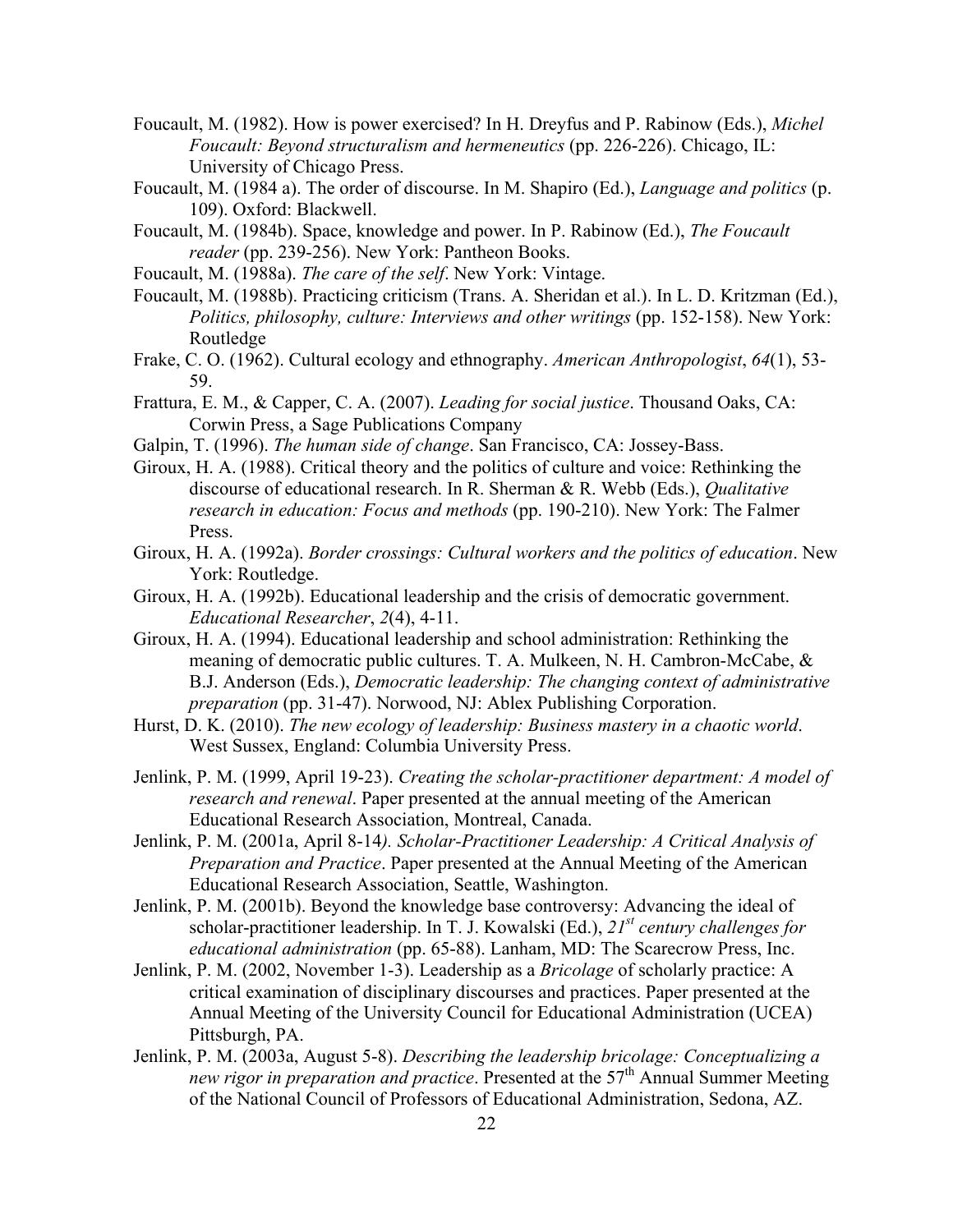Foucault, M. (1982). How is power exercised? In H. Dreyfus and P. Rabinow (Eds.), *Michel Foucault: Beyond structuralism and hermeneutics* (pp. 226-226). Chicago, IL: University of Chicago Press.

Foucault, M. (1984 a). The order of discourse. In M. Shapiro (Ed.), *Language and politics* (p. 109). Oxford: Blackwell.

Foucault, M. (1984b). Space, knowledge and power. In P. Rabinow (Ed.), *The Foucault reader* (pp. 239-256). New York: Pantheon Books.

Foucault, M. (1988a). *The care of the self*. New York: Vintage.

Foucault, M. (1988b). Practicing criticism (Trans. A. Sheridan et al.). In L. D. Kritzman (Ed.), *Politics, philosophy, culture: Interviews and other writings* (pp. 152-158). New York: Routledge

Frake, C. O. (1962). Cultural ecology and ethnography. *American Anthropologist*, *64*(1), 53-59.

Frattura, E. M., & Capper, C. A. (2007). *Leading for social justice*. Thousand Oaks, CA: Corwin Press, a Sage Publications Company

Galpin, T. (1996). *The human side of change*. San Francisco, CA: Jossey-Bass.

Giroux, H. A. (1988). Critical theory and the politics of culture and voice: Rethinking the discourse of educational research. In R. Sherman & R. Webb (Eds.), *Qualitative research in education: Focus and methods* (pp. 190-210). New York: The Falmer Press.

Giroux, H. A. (1992a). *Border crossings: Cultural workers and the politics of education*. New York: Routledge.

Giroux, H. A. (1992b). Educational leadership and the crisis of democratic government. *Educational Researcher*, *2*(4), 4-11.

Giroux, H. A. (1994). Educational leadership and school administration: Rethinking the meaning of democratic public cultures. T. A. Mulkeen, N. H. Cambron-McCabe, & B.J. Anderson (Eds.), *Democratic leadership: The changing context of administrative preparation* (pp. 31-47). Norwood, NJ: Ablex Publishing Corporation.

Hurst, D. K. (2010). *The new ecology of leadership: Business mastery in a chaotic world*. West Sussex, England: Columbia University Press.

Jenlink, P. M. (1999, April 19-23). *Creating the scholar-practitioner department: A model of research and renewal*. Paper presented at the annual meeting of the American Educational Research Association, Montreal, Canada.

Jenlink, P. M. (2001a, April 8-14*). Scholar-Practitioner Leadership: A Critical Analysis of Preparation and Practice*. Paper presented at the Annual Meeting of the American Educational Research Association, Seattle, Washington.

Jenlink, P. M. (2001b). Beyond the knowledge base controversy: Advancing the ideal of scholar-practitioner leadership. In T. J. Kowalski (Ed.), *21st century challenges for educational administration* (pp. 65-88). Lanham, MD: The Scarecrow Press, Inc.

Jenlink, P. M. (2002, November 1-3). Leadership as a *Bricolage* of scholarly practice: A critical examination of disciplinary discourses and practices. Paper presented at the Annual Meeting of the University Council for Educational Administration (UCEA) Pittsburgh, PA.

Jenlink, P. M. (2003a, August 5-8). *Describing the leadership bricolage: Conceptualizing a new rigor in preparation and practice*. Presented at the 57th Annual Summer Meeting of the National Council of Professors of Educational Administration, Sedona, AZ.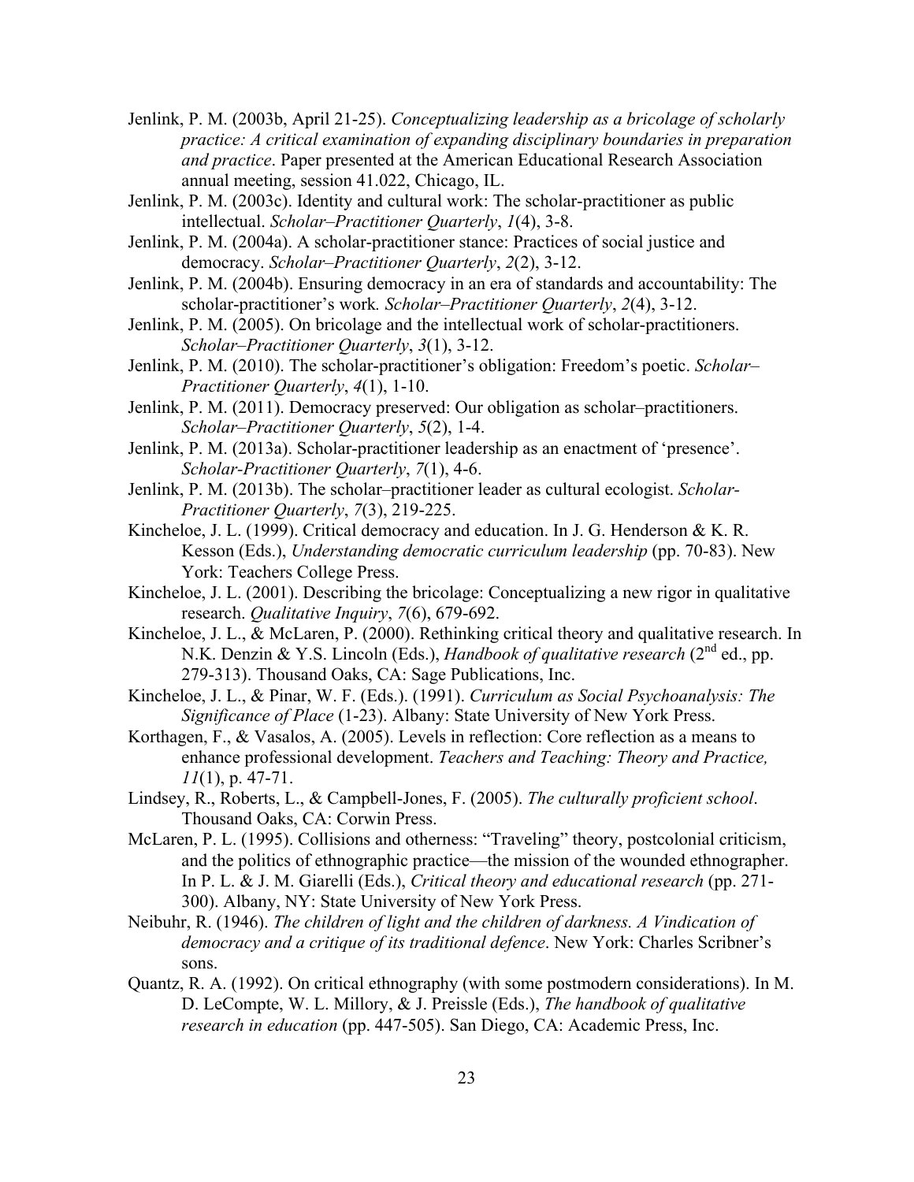Jenlink, P. M. (2003b, April 21-25). *Conceptualizing leadership as a bricolage of scholarly practice: A critical examination of expanding disciplinary boundaries in preparation and practice*. Paper presented at the American Educational Research Association annual meeting, session 41.022, Chicago, IL.

Jenlink, P. M. (2003c). Identity and cultural work: The scholar-practitioner as public intellectual. *Scholar–Practitioner Quarterly*, *1*(4), 3-8.

Jenlink, P. M. (2004a). A scholar-practitioner stance: Practices of social justice and democracy. *Scholar–Practitioner Quarterly*, *2*(2), 3-12.

Jenlink, P. M. (2004b). Ensuring democracy in an era of standards and accountability: The scholar-practitioner's work*. Scholar–Practitioner Quarterly*, *2*(4), 3-12.

Jenlink, P. M. (2005). On bricolage and the intellectual work of scholar-practitioners. *Scholar–Practitioner Quarterly*, *3*(1), 3-12.

Jenlink, P. M. (2010). The scholar-practitioner's obligation: Freedom's poetic. *Scholar–Practitioner Quarterly*, *4*(1), 1-10.

Jenlink, P. M. (2011). Democracy preserved: Our obligation as scholar–practitioners. *Scholar–Practitioner Quarterly*, *5*(2), 1-4.

Jenlink, P. M. (2013a). Scholar-practitioner leadership as an enactment of 'presence'. *Scholar-Practitioner Quarterly*, *7*(1), 4-6.

Jenlink, P. M. (2013b). The scholar–practitioner leader as cultural ecologist. *Scholar-Practitioner Quarterly*, *7*(3), 219-225.

Kincheloe, J. L. (1999). Critical democracy and education. In J. G. Henderson & K. R. Kesson (Eds.), *Understanding democratic curriculum leadership* (pp. 70-83). New York: Teachers College Press.

Kincheloe, J. L. (2001). Describing the bricolage: Conceptualizing a new rigor in qualitative research. *Qualitative Inquiry*, *7*(6), 679-692.

Kincheloe, J. L., & McLaren, P. (2000). Rethinking critical theory and qualitative research. In N.K. Denzin & Y.S. Lincoln (Eds.), *Handbook of qualitative research* (2nd ed., pp. 279-313). Thousand Oaks, CA: Sage Publications, Inc.

Kincheloe, J. L., & Pinar, W. F. (Eds.). (1991). *Curriculum as Social Psychoanalysis: The Significance of Place* (1-23). Albany: State University of New York Press.

Korthagen, F., & Vasalos, A. (2005). Levels in reflection: Core reflection as a means to enhance professional development. *Teachers and Teaching: Theory and Practice, 11*(1), p. 47-71.

Lindsey, R., Roberts, L., & Campbell-Jones, F. (2005). *The culturally proficient school*. Thousand Oaks, CA: Corwin Press.

McLaren, P. L. (1995). Collisions and otherness: "Traveling" theory, postcolonial criticism, and the politics of ethnographic practice—the mission of the wounded ethnographer. In P. L. & J. M. Giarelli (Eds.), *Critical theory and educational research* (pp. 271-300). Albany, NY: State University of New York Press.

Neibuhr, R. (1946). *The children of light and the children of darkness. A Vindication of democracy and a critique of its traditional defence*. New York: Charles Scribner's sons.

Quantz, R. A. (1992). On critical ethnography (with some postmodern considerations). In M. D. LeCompte, W. L. Millory, & J. Preissle (Eds.), *The handbook of qualitative research in education* (pp. 447-505). San Diego, CA: Academic Press, Inc.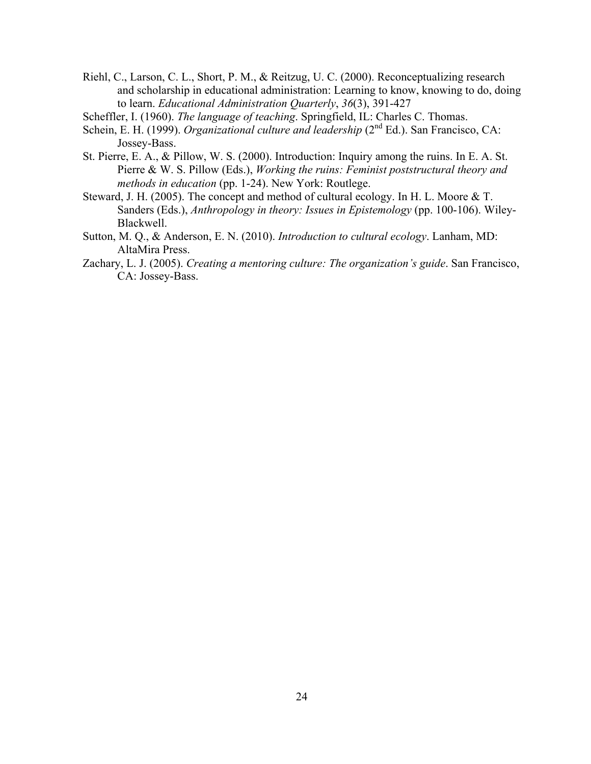Riehl, C., Larson, C. L., Short, P. M., & Reitzug, U. C. (2000). Reconceptualizing research and scholarship in educational administration: Learning to know, knowing to do, doing to learn. *Educational Administration Quarterly*, *36*(3), 391-427

Scheffler, I. (1960). *The language of teaching*. Springfield, IL: Charles C. Thomas.

Schein, E. H. (1999). *Organizational culture and leadership* (2nd Ed.). San Francisco, CA: Jossey-Bass.

St. Pierre, E. A., & Pillow, W. S. (2000). Introduction: Inquiry among the ruins. In E. A. St. Pierre & W. S. Pillow (Eds.), *Working the ruins: Feminist poststructural theory and methods in education* (pp. 1-24). New York: Routlege.

Steward, J. H. (2005). The concept and method of cultural ecology. In H. L. Moore & T. Sanders (Eds.), *Anthropology in theory: Issues in Epistemology* (pp. 100-106). Wiley-Blackwell.

Sutton, M. Q., & Anderson, E. N. (2010). *Introduction to cultural ecology*. Lanham, MD: AltaMira Press.

Zachary, L. J. (2005). *Creating a mentoring culture: The organization's guide*. San Francisco, CA: Jossey-Bass.